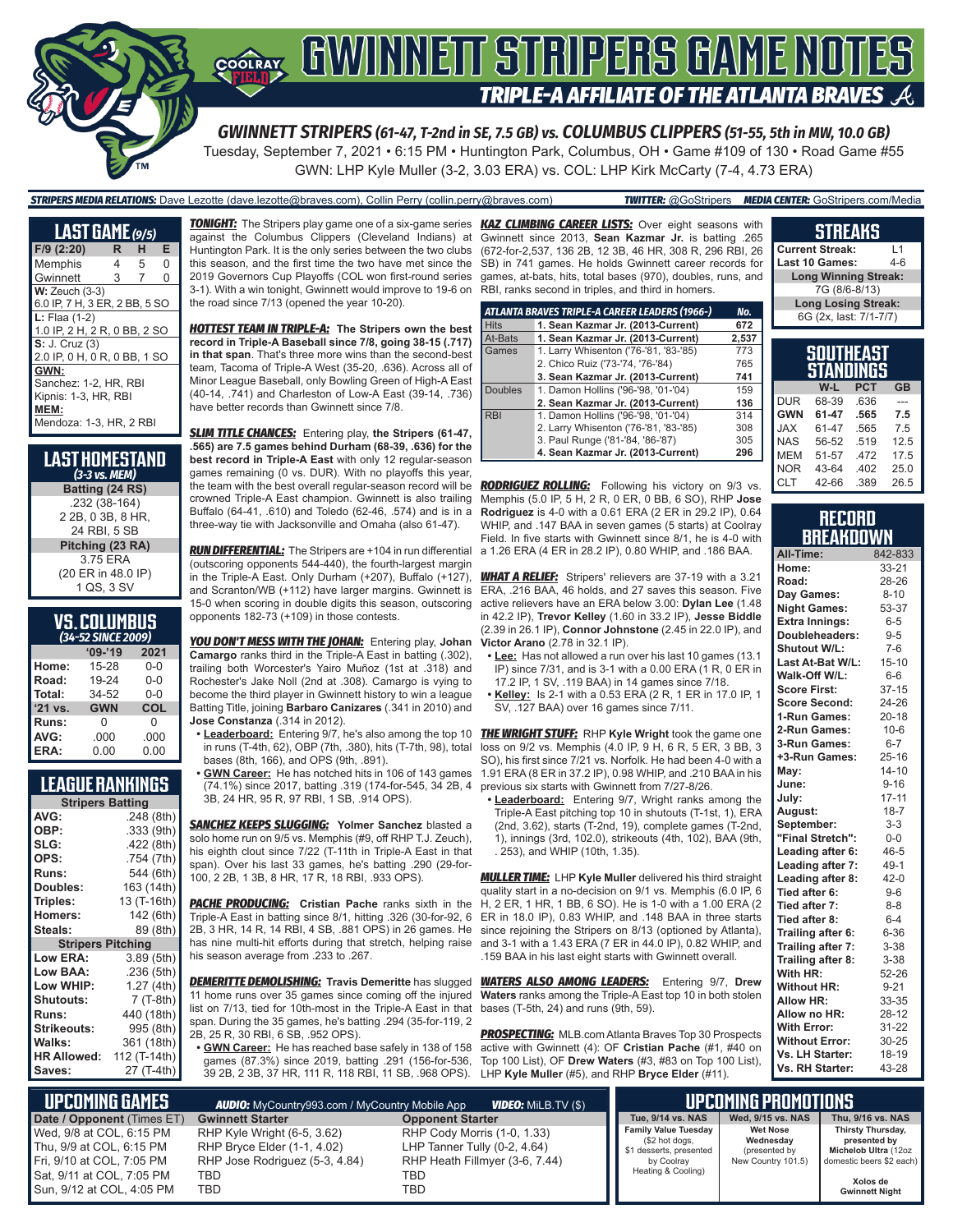# GWINNETT STRIPERS GAME NOTES

## TRIPLE-A AFFILIATE OF THE ATLANTA BRAVES

### GWINNETT STRIPERS (61-47, T-2nd in SE, 7.5 GB) vs. COLUMBUS CLIPPERS (51-55, 5th in MW, 10.0 GB)

Tuesday, September 7, 2021 • 6:15 PM • Huntington Park, Columbus, OH • Game #109 of 130 • Road Game #55

GWN: LHP Kyle Muller (3-2, 3.03 ERA) vs. COL: LHP Kirk McCarty (7-4, 4.73 ERA)

**STRIPERS MEDIA RELATIONS:** Dave Lezotte (dave.lezotte@braves.com), Collin Perry (collin.perry@braves.com) **TWITTER:** @GoStripers **MEDIA CENTER:** GoStripers.com/Media

## LAST GAME (9/5)

| F/9 (2:20) | R | H | E |
|---|---|---|---|
| Memphis | 4 | 5 | 0 |
| Gwinnett | 3 | 7 | 0 |

**W:** Zeuch (3-3)
6.0 IP, 7 H, 3 ER, 2 BB, 5 SO

**L:** Flaa (1-2)
1.0 IP, 2 H, 2 R, 0 BB, 2 SO

**S:** J. Cruz (3)
2.0 IP, 0 H, 0 R, 0 BB, 1 SO

**GWN:**
Sanchez: 1-2, HR, RBI
Kipnis: 1-3, HR, RBI

**MEM:**
Mendoza: 1-3, HR, 2 RBI

## LAST HOMESTAND
*(3-3 vs. MEM)*

**Batting (24 RS)**
.232 (38-164)
2 2B, 0 3B, 8 HR,
24 RBI, 5 SB

**Pitching (23 RA)**
3.75 ERA
(20 ER in 48.0 IP)
1 QS, 3 SV

## VS. COLUMBUS
*(34-52 SINCE 2009)*

| | '09-'19 | 2021 |
|---|---|---|
| Home: | 15-28 | 0-0 |
| Road: | 19-24 | 0-0 |
| Total: | 34-52 | 0-0 |
| '21 vs. | GWN | COL |
| Runs: | 0 | 0 |
| AVG: | .000 | .000 |
| ERA: | 0.00 | 0.00 |

## LEAGUE RANKINGS

| Stripers Batting | |
|---|---|
| AVG: | .248 (8th) |
| OBP: | .333 (9th) |
| SLG: | .422 (8th) |
| OPS: | .754 (7th) |
| Runs: | 544 (6th) |
| Doubles: | 163 (14th) |
| Triples: | 13 (T-16th) |
| Homers: | 142 (6th) |
| Steals: | 89 (8th) |
| **Stripers Pitching** | |
| Low ERA: | 3.89 (5th) |
| Low BAA: | .236 (5th) |
| Low WHIP: | 1.27 (4th) |
| Shutouts: | 7 (T-8th) |
| Runs: | 440 (18th) |
| Strikeouts: | 995 (8th) |
| Walks: | 361 (18th) |
| HR Allowed: | 112 (T-14th) |
| Saves: | 27 (T-4th) |

**TONIGHT:** The Stripers play game one of a six-game series against the Columbus Clippers (Cleveland Indians) at Huntington Park. It is the only series between the two clubs this season, and the first time the two have met since the 2019 Governors Cup Playoffs (COL won first-round series 3-1). With a win tonight, Gwinnett would improve to 19-6 on the road since 7/13 (opened the year 10-20).

**HOTTEST TEAM IN TRIPLE-A:** **The Stripers own the best record in Triple-A Baseball since 7/8, going 38-15 (.717) in that span**. That's three more wins than the second-best team, Tacoma of Triple-A West (35-20, .636). Across all of Minor League Baseball, only Bowling Green of High-A East (40-14, .741) and Charleston of Low-A East (39-14, .736) have better records than Gwinnett since 7/8.

**SLIM TITLE CHANCES:** Entering play, **the Stripers (61-47, .565) are 7.5 games behind Durham (68-39, .636) for the best record in Triple-A East** with only 12 regular-season games remaining (0 vs. DUR). With no playoffs this year, the team with the best overall regular-season record will be crowned Triple-A East champion. Gwinnett is also trailing Buffalo (64-41, .610) and Toledo (62-46, .574) and is in a three-way tie with Jacksonville and Omaha (also 61-47).

**RUN DIFFERENTIAL:** The Stripers are +104 in run differential (outscoring opponents 544-440), the fourth-largest margin in the Triple-A East. Only Durham (+207), Buffalo (+127), and Scranton/WB (+112) have larger margins. Gwinnett is 15-0 when scoring in double digits this season, outscoring opponents 182-73 (+109) in those contests.

**YOU DON'T MESS WITH THE JOHAN:** Entering play, **Johan Camargo** ranks third in the Triple-A East in batting (.302), trailing both Worcester's Yairo Muñoz (1st at .318) and Rochester's Jake Noll (2nd at .308). Camargo is vying to become the third player in Gwinnett history to win a league Batting Title, joining **Barbaro Canizares** (.341 in 2010) and **Jose Constanza** (.314 in 2012).

- **Leaderboard:** Entering 9/7, he's also among the top 10 in runs (T-4th, 62), OBP (7th, .380), hits (T-7th, 98), total bases (8th, 166), and OPS (9th, .891).
- **GWN Career:** He has notched hits in 106 of 143 games (74.1%) since 2017, batting .319 (174-for-545, 34 2B, 4 3B, 24 HR, 95 R, 97 RBI, 1 SB, .914 OPS).

**SANCHEZ KEEPS SLUGGING:** **Yolmer Sanchez** blasted a solo home run on 9/5 vs. Memphis (#9, off RHP T.J. Zeuch), his eighth clout since 7/22 (T-11th in Triple-A East in that span). Over his last 33 games, he's batting .290 (29-for-100, 2 2B, 1 3B, 8 HR, 17 R, 18 RBI, .933 OPS).

**PACHE PRODUCING:** **Cristian Pache** ranks sixth in the Triple-A East in batting since 8/1, hitting .326 (30-for-92, 6 2B, 3 HR, 14 R, 14 RBI, 4 SB, .881 OPS) in 26 games. He has nine multi-hit efforts during that stretch, helping raise his season average from .233 to .267.

**DEMERITTE DEMOLISHING:** **Travis Demeritte** has slugged 11 home runs over 35 games since coming off the injured list on 7/13, tied for 10th-most in the Triple-A East in that span. During the 35 games, he's batting .294 (35-for-119, 2 2B, 25 R, 30 RBI, 6 SB, .952 OPS).

- **GWN Career:** He has reached base safely in 138 of 158 games (87.3%) since 2019, batting .291 (156-for-536, 39 2B, 2 3B, 37 HR, 111 R, 118 RBI, 11 SB, .968 OPS).

**KAZ CLIMBING CAREER LISTS:** Over eight seasons with Gwinnett since 2013, **Sean Kazmar Jr.** is batting .265 (672-for-2,537, 136 2B, 12 3B, 46 HR, 308 R, 296 RBI, 26 SB) in 741 games. He holds Gwinnett career records for games, at-bats, hits, total bases (970), doubles, runs, and RBI, ranks second in triples, and third in homers.

| ATLANTA BRAVES TRIPLE-A CAREER LEADERS (1966-) | | No. |
|---|---|---|
| Hits | 1. Sean Kazmar Jr. (2013-Current) | 672 |
| At-Bats | 1. Sean Kazmar Jr. (2013-Current) | 2,537 |
| Games | 1. Larry Whisenton ('76-'81, '83-'85) | 773 |
| | 2. Chico Ruiz ('73-'74, '76-'84) | 765 |
| | 3. Sean Kazmar Jr. (2013-Current) | 741 |
| Doubles | 1. Damon Hollins ('96-'98, '01-'04) | 159 |
| | 2. Sean Kazmar Jr. (2013-Current) | 136 |
| RBI | 1. Damon Hollins ('96-'98, '01-'04) | 314 |
| | 2. Larry Whisenton ('76-'81, '83-'85) | 308 |
| | 3. Paul Runge ('81-'84, '86-'87) | 305 |
| | 4. Sean Kazmar Jr. (2013-Current) | 296 |

**RODRIGUEZ ROLLING:** Following his victory on 9/3 vs. Memphis (5.0 IP, 5 H, 2 R, 0 ER, 0 BB, 6 SO), RHP **Jose Rodriguez** is 4-0 with a 0.61 ERA (2 ER in 29.2 IP), 0.64 WHIP, and .147 BAA in seven games (5 starts) at Coolray Field. In five starts with Gwinnett since 8/1, he is 4-0 with a 1.26 ERA (4 ER in 28.2 IP), 0.80 WHIP, and .186 BAA.

**WHAT A RELIEF:** Stripers' relievers are 37-19 with a 3.21 ERA, .216 BAA, 46 holds, and 27 saves this season. Five active relievers have an ERA below 3.00: **Dylan Lee** (1.48 in 42.2 IP), **Trevor Kelley** (1.60 in 33.2 IP), **Jesse Biddle** (2.39 in 26.1 IP), **Connor Johnstone** (2.45 in 22.0 IP), and **Victor Arano** (2.78 in 32.1 IP).

- **Lee:** Has not allowed a run over his last 10 games (13.1 IP) since 7/31, and is 3-1 with a 0.00 ERA (1 R, 0 ER in 17.2 IP, 1 SV, .119 BAA) in 14 games since 7/18.
- **Kelley:** Is 2-1 with a 0.53 ERA (2 R, 1 ER in 17.0 IP, 1 SV, .127 BAA) over 16 games since 7/11.

**THE WRIGHT STUFF:** RHP **Kyle Wright** took the game one loss on 9/2 vs. Memphis (4.0 IP, 9 H, 6 R, 5 ER, 3 BB, 3 SO), his first since 7/21 vs. Norfolk. He had been 4-0 with a 1.91 ERA (8 ER in 37.2 IP), 0.98 WHIP, and .210 BAA in his previous six starts with Gwinnett from 7/27-8/26.

- **Leaderboard:** Entering 9/7, Wright ranks among the Triple-A East pitching top 10 in shutouts (T-1st, 1), ERA (2nd, 3.62), starts (T-2nd, 19), complete games (T-2nd, 1), innings (3rd, 102.0), strikeouts (4th, 102), BAA (9th, .253), and WHIP (10th, 1.35).

**MULLER TIME:** LHP **Kyle Muller** delivered his third straight quality start in a no-decision on 9/1 vs. Memphis (6.0 IP, 6 H, 2 ER, 1 HR, 1 BB, 6 SO). He is 1-0 with a 1.00 ERA (2 ER in 18.0 IP), 0.83 WHIP, and .148 BAA in three starts since rejoining the Stripers on 8/13 (optioned by Atlanta), and 3-1 with a 1.43 ERA (7 ER in 44.0 IP), 0.82 WHIP, and .159 BAA in his last eight starts with Gwinnett overall.

**WATERS ALSO AMONG LEADERS:** Entering 9/7, **Drew Waters** ranks among the Triple-A East top 10 in both stolen bases (T-5th, 24) and runs (9th, 59).

**PROSPECTING:** MLB.com Atlanta Braves Top 30 Prospects active with Gwinnett (4): OF **Cristian Pache** (#1, #40 on Top 100 List), OF **Drew Waters** (#3, #83 on Top 100 List), LHP **Kyle Muller** (#5), and RHP **Bryce Elder** (#11).

## STREAKS

| | |
|---|---|
| Current Streak: | L1 |
| Last 10 Games: | 4-6 |
| **Long Winning Streak:** | |
| 7G (8/6-8/13) | |
| **Long Losing Streak:** | |
| 6G (2x, last: 7/1-7/7) | |

## SOUTHEAST STANDINGS

| | W-L | PCT | GB |
|---|---|---|---|
| DUR | 68-39 | .636 | --- |
| GWN | 61-47 | .565 | 7.5 |
| JAX | 61-47 | .565 | 7.5 |
| NAS | 56-52 | .519 | 12.5 |
| MEM | 51-57 | .472 | 17.5 |
| NOR | 43-64 | .402 | 25.0 |
| CLT | 42-66 | .389 | 26.5 |

## RECORD BREAKDOWN

| | |
|---|---|
| All-Time: | 842-833 |
| Home: | 33-21 |
| Road: | 28-26 |
| Day Games: | 8-10 |
| Night Games: | 53-37 |
| Extra Innings: | 6-5 |
| Doubleheaders: | 9-5 |
| Shutout W/L: | 7-6 |
| Last At-Bat W/L: | 15-10 |
| Walk-Off W/L: | 6-6 |
| Score First: | 37-15 |
| Score Second: | 24-26 |
| 1-Run Games: | 20-18 |
| 2-Run Games: | 10-6 |
| 3-Run Games: | 6-7 |
| +3-Run Games: | 25-16 |
| May: | 14-10 |
| June: | 9-16 |
| July: | 17-11 |
| August: | 18-7 |
| September: | 3-3 |
| "Final Stretch": | 0-0 |
| Leading after 6: | 46-5 |
| Leading after 7: | 49-1 |
| Leading after 8: | 42-0 |
| Tied after 6: | 9-6 |
| Tied after 7: | 8-8 |
| Tied after 8: | 6-4 |
| Trailing after 6: | 6-36 |
| Trailing after 7: | 3-38 |
| Trailing after 8: | 3-38 |
| With HR: | 52-26 |
| Without HR: | 9-21 |
| Allow HR: | 33-35 |
| Allow no HR: | 28-12 |
| With Error: | 31-22 |
| Without Error: | 30-25 |
| Vs. LH Starter: | 18-19 |
| Vs. RH Starter: | 43-28 |

## UPCOMING GAMES

**AUDIO:** MyCountry993.com / MyCountry Mobile App **VIDEO:** MiLB.TV ($)

| Date / Opponent (Times ET) | Gwinnett Starter | Opponent Starter |
|---|---|---|
| Wed, 9/8 at COL, 6:15 PM | RHP Kyle Wright (6-5, 3.62) | RHP Cody Morris (1-0, 1.33) |
| Thu, 9/9 at COL, 6:15 PM | RHP Bryce Elder (1-1, 4.02) | LHP Tanner Tully (0-2, 4.64) |
| Fri, 9/10 at COL, 7:05 PM | RHP Jose Rodriguez (5-3, 4.84) | RHP Heath Fillmyer (3-6, 7.44) |
| Sat, 9/11 at COL, 7:05 PM | TBD | TBD |
| Sun, 9/12 at COL, 4:05 PM | TBD | TBD |

## UPCOMING PROMOTIONS

| Tue, 9/14 vs. NAS | Wed, 9/15 vs. NAS | Thu, 9/16 vs. NAS |
|---|---|---|
| Family Value Tuesday ($2 hot dogs, $1 desserts, presented by Coolray Heating & Cooling) | Wet Nose Wednesday (presented by New Country 101.5) | Thirsty Thursday, presented by Michelob Ultra (12oz domestic beers $2 each) Xolos de Gwinnett Night |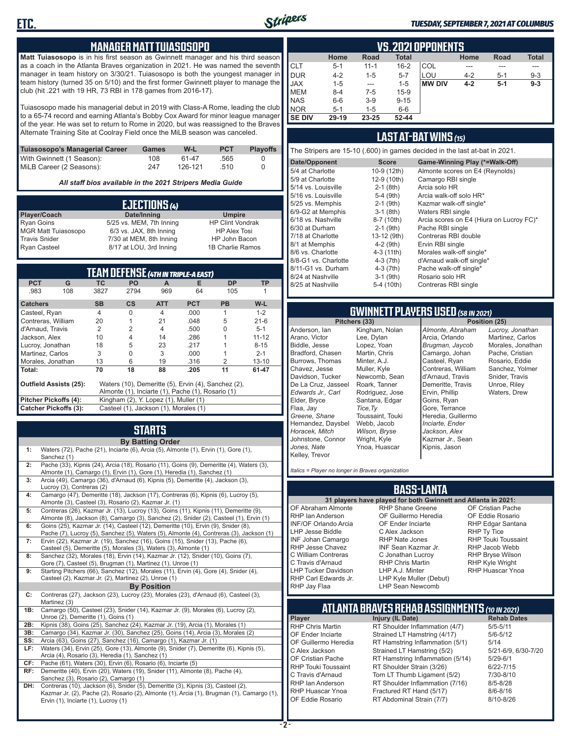## MANAGER MATT TUIASOSOPO

**Matt Tuiasosopo** is in his first season as Gwinnett manager and his third season as a coach in the Atlanta Braves organization in 2021. He was named the seventh manager in team history on 3/30/21. Tuiasosopo is both the youngest manager in team history (turned 35 on 5/10) and the first former Gwinnett player to manage the club (hit .221 with 19 HR, 73 RBI in 178 games from 2016-17).

Tuiasosopo made his managerial debut in 2019 with Class-A Rome, leading the club to a 65-74 record and earning Atlanta's Bobby Cox Award for minor league manager of the year. He was set to return to Rome in 2020, but was reassigned to the Braves Alternate Training Site at Coolray Field once the MiLB season was canceled.

| Tuiasosopo's Managerial Career | Games | W-L | PCT | Playoffs |
|---|---|---|---|---|
| With Gwinnett (1 Season): | 108 | 61-47 | .565 | 0 |
| MiLB Career (2 Seasons): | 247 | 126-121 | .510 | 0 |

*All staff bios available in the 2021 Stripers Media Guide*

## EJECTIONS (4)

| Player/Coach | Date/Inning | Umpire |
|---|---|---|
| Ryan Goins | 5/25 vs. MEM, 7th Inning | HP Clint Vondrak |
| MGR Matt Tuiasosopo | 6/3 vs. JAX, 8th Inning | HP Alex Tosi |
| Travis Snider | 7/30 at MEM, 8th Inning | HP John Bacon |
| Ryan Casteel | 8/17 at LOU, 3rd Inning | 1B Charlie Ramos |

## TEAM DEFENSE (4TH IN TRIPLE-A EAST)

| PCT | G | TC | PO | A | E | DP | TP |
|---|---|---|---|---|---|---|---|
| .983 | 108 | 3827 | 2794 | 969 | 64 | 105 | 1 |

| Catchers | SB | CS | ATT | PCT | PB | W-L |
|---|---|---|---|---|---|---|
| Casteel, Ryan | 4 | 0 | 4 | .000 | 1 | 1-2 |
| Contreras, William | 20 | 1 | 21 | .048 | 5 | 21-6 |
| d'Arnaud, Travis | 2 | 2 | 4 | .500 | 0 | 5-1 |
| Jackson, Alex | 10 | 4 | 14 | .286 | 1 | 11-12 |
| Lucroy, Jonathan | 18 | 5 | 23 | .217 | 1 | 8-15 |
| Martinez, Carlos | 3 | 0 | 3 | .000 | 1 | 2-1 |
| Morales, Jonathan | 13 | 6 | 19 | .316 | 2 | 13-10 |
| **Total:** | **70** | **18** | **88** | **.205** | **11** | **61-47** |

| | |
|---|---|
| **Outfield Assists (25):** | Waters (10), Demeritte (5), Ervin (4), Sanchez (2), Almonte (1), Inciarte (1), Pache (1), Rosario (1) |
| **Pitcher Pickoffs (4):** | Kingham (2), Y. Lopez (1), Muller (1) |
| **Catcher Pickoffs (3):** | Casteel (1), Jackson (1), Morales (1) |

## STARTS

**By Batting Order**

| | |
|---|---|
| 1: | Waters (72), Pache (21), Inciarte (6), Arcia (5), Almonte (1), Ervin (1), Gore (1), Sanchez (1) |
| 2: | Pache (33), Kipnis (24), Arcia (18), Rosario (11), Goins (9), Demeritte (4), Waters (3), Almonte (1), Camargo (1), Ervin (1), Gore (1), Heredia (1), Sanchez (1) |
| 3: | Arcia (49), Camargo (36), d'Arnaud (6), Kipnis (5), Demeritte (4), Jackson (3), Lucroy (3), Contreras (2) |
| 4: | Camargo (47), Demeritte (18), Jackson (17), Contreras (6), Kipnis (6), Lucroy (5), Almonte (3), Casteel (3), Rosario (2), Kazmar Jr. (1) |
| 5: | Contreras (26), Kazmar Jr. (13), Lucroy (13), Goins (11), Kipnis (11), Demeritte (9), Almonte (8), Jackson (8), Camargo (3), Sanchez (2), Snider (2), Casteel (1), Ervin (1) |
| 6: | Goins (25), Kazmar Jr. (14), Casteel (12), Demeritte (10), Ervin (9), Snider (8), Pache (7), Lucroy (5), Sanchez (5), Waters (5), Almonte (4), Contreras (3), Jackson (1) |
| 7: | Ervin (22), Kazmar Jr. (19), Sanchez (16), Goins (15), Snider (13), Pache (6), Casteel (5), Demeritte (5), Morales (3), Waters (3), Almonte (1) |
| 8: | Sanchez (32), Morales (18), Ervin (14), Kazmar Jr. (12), Snider (10), Goins (7), Gore (7), Casteel (5), Brugman (1), Martinez (1), Unroe (1) |
| 9: | Starting Pitchers (66), Sanchez (12), Morales (11), Ervin (4), Gore (4), Snider (4), Casteel (2), Kazmar Jr. (2), Martinez (2), Unroe (1) |

**By Position**

| | |
|---|---|
| C: | Contreras (27), Jackson (23), Lucroy (23), Morales (23), d'Arnaud (6), Casteel (3), Martinez (3) |
| 1B: | Camargo (50), Casteel (23), Snider (14), Kazmar Jr. (9), Morales (6), Lucroy (2), Unroe (2), Demeritte (1), Goins (1) |
| 2B: | Kipnis (38), Goins (25), Sanchez (24), Kazmar Jr. (19), Arcia (1), Morales (1) |
| 3B: | Camargo (34), Kazmar Jr. (30), Sanchez (25), Goins (14), Arcia (3), Morales (2) |
| SS: | Arcia (63), Goins (27), Sanchez (16), Camargo (1), Kazmar Jr. (1) |
| LF: | Waters (34), Ervin (25), Gore (13), Almonte (9), Snider (7), Demeritte (6), Kipnis (5), Arcia (4), Rosario (3), Heredia (1), Sanchez (1) |
| CF: | Pache (61), Waters (30), Ervin (6), Rosario (6), Inciarte (5) |
| RF: | Demeritte (40), Ervin (20), Waters (19), Snider (11), Almonte (8), Pache (4), Sanchez (3), Rosario (2), Camargo (1) |
| DH: | Contreras (10), Jackson (6), Snider (5), Demeritte (3), Kipnis (3), Casteel (2), Kazmar Jr. (2), Pache (2), Rosario (2), Almonte (1), Arcia (1), Brugman (1), Camargo (1), Ervin (1), Inciarte (1), Lucroy (1) |

## VS. 2021 OPPONENTS

| | Home | Road | Total | | Home | Road | Total |
|---|---|---|---|---|---|---|---|
| CLT | 5-1 | 11-1 | 16-2 | COL | --- | --- | --- |
| DUR | 4-2 | 1-5 | 5-7 | LOU | 4-2 | 5-1 | 9-3 |
| JAX | 1-5 | --- | 1-5 | **MW DIV** | **4-2** | **5-1** | **9-3** |
| MEM | 8-4 | 7-5 | 15-9 | | | | |
| NAS | 6-6 | 3-9 | 9-15 | | | | |
| NOR | 5-1 | 1-5 | 6-6 | | | | |
| **SE DIV** | **29-19** | **23-25** | **52-44** | | | | |

## LAST AT-BAT WINS (15)

The Stripers are 15-10 (.600) in games decided in the last at-bat in 2021.

| Date/Opponent | Score | Game-Winning Play (*=Walk-Off) |
|---|---|---|
| 5/4 at Charlotte | 10-9 (12th) | Almonte scores on E4 (Reynolds) |
| 5/9 at Charlotte | 12-9 (10th) | Camargo RBI single |
| 5/14 vs. Louisville | 2-1 (8th) | Arcia solo HR |
| 5/16 vs. Louisville | 5-4 (9th) | Arcia walk-off solo HR* |
| 5/25 vs. Memphis | 2-1 (9th) | Kazmar walk-off single* |
| 6/9-G2 at Memphis | 3-1 (8th) | Waters RBI single |
| 6/18 vs. Nashville | 8-7 (10th) | Arcia scores on E4 (Hiura on Lucroy FC)* |
| 6/30 at Durham | 2-1 (9th) | Pache RBI single |
| 7/18 at Charlotte | 13-12 (9th) | Contreras RBI double |
| 8/1 at Memphis | 4-2 (9th) | Ervin RBI single |
| 8/6 vs. Charlotte | 4-3 (11th) | Morales walk-off single* |
| 8/8-G1 vs. Charlotte | 4-3 (7th) | d'Arnaud walk-off single* |
| 8/11-G1 vs. Durham | 4-3 (7th) | Pache walk-off single* |
| 8/24 at Nashville | 3-1 (9th) | Rosario solo HR |
| 8/25 at Nashville | 5-4 (10th) | Contreras RBI single |

## GWINNETT PLAYERS USED (58 IN 2021)

| Pitchers (33) | | Position (25) | |
|---|---|---|---|
| Anderson, Ian | Kingham, Nolan | *Almonte, Abraham* | *Lucroy, Jonathan* |
| Arano, Victor | Lee, Dylan | Arcia, Orlando | Martinez, Carlos |
| Biddle, Jesse | Lopez, Yoan | *Brugman, Jaycob* | Morales, Jonathan |
| Bradford, Chasen | Martin, Chris | Camargo, Johan | Pache, Cristian |
| Burrows, Thomas | Minter, A.J. | Casteel, Ryan | Rosario, Eddie |
| Chavez, Jesse | Muller, Kyle | Contreras, William | Sanchez, Yolmer |
| Davidson, Tucker | Newcomb, Sean | d'Arnaud, Travis | Snider, Travis |
| De La Cruz, Jasseel | Roark, Tanner | Demeritte, Travis | Unroe, Riley |
| *Edwards Jr., Carl* | Rodriguez, Jose | Ervin, Phillip | Waters, Drew |
| Elder, Bryce | Santana, Edgar | Goins, Ryan | |
| Flaa, Jay | *Tice, Ty* | Gore, Terrance | |
| *Greene, Shane* | Toussaint, Touki | Heredia, Guillermo | |
| Hernandez, Daysbel | Webb, Jacob | *Inciarte, Ender* | |
| *Horacek, Mitch* | *Wilson, Bryse* | *Jackson, Alex* | |
| Johnstone, Connor | Wright, Kyle | Kazmar Jr., Sean | |
| *Jones, Nate* | Ynoa, Huascar | Kipnis, Jason | |
| Kelley, Trevor | | | |

*Italics = Player no longer in Braves organization*

## BASS-LANTA

**31 players have played for both Gwinnett and Atlanta in 2021:**

| | | |
|---|---|---|
| OF Abraham Almonte | RHP Shane Greene | OF Cristian Pache |
| RHP Ian Anderson | OF Guillermo Heredia | OF Eddie Rosario |
| INF/OF Orlando Arcia | OF Ender Inciarte | RHP Edgar Santana |
| LHP Jesse Biddle | C Alex Jackson | RHP Ty Tice |
| INF Johan Camargo | RHP Nate Jones | RHP Touki Toussaint |
| RHP Jesse Chavez | INF Sean Kazmar Jr. | RHP Jacob Webb |
| C William Contreras | C Jonathan Lucroy | RHP Bryse Wilson |
| C Travis d'Arnaud | RHP Chris Martin | RHP Kyle Wright |
| LHP Tucker Davidson | LHP A.J. Minter | RHP Huascar Ynoa |
| RHP Carl Edwards Jr. | LHP Kyle Muller (Debut) | |
| RHP Jay Flaa | LHP Sean Newcomb | |

## ATLANTA BRAVES REHAB ASSIGNMENTS (10 IN 2021)

| Player | Injury (IL Date) | Rehab Dates |
|---|---|---|
| RHP Chris Martin | RT Shoulder Inflammation (4/7) | 5/5-5/11 |
| OF Ender Inciarte | Strained LT Hamstring (4/17) | 5/6-5/12 |
| OF Guillermo Heredia | RT Hamstring Inflammation (5/1) | 5/14 |
| C Alex Jackson | Strained LT Hamstring (5/2) | 5/21-6/9, 6/30-7/20 |
| OF Cristian Pache | RT Hamstring Inflammation (5/14) | 5/29-6/1 |
| RHP Touki Toussaint | RT Shoulder Strain (3/26) | 6/22-7/15 |
| C Travis d'Arnaud | Torn LT Thumb Ligament (5/2) | 7/30-8/10 |
| RHP Ian Anderson | RT Shoulder Inflammation (7/16) | 8/5-8/28 |
| RHP Huascar Ynoa | Fractured RT Hand (5/17) | 8/6-8/16 |
| OF Eddie Rosario | RT Abdominal Strain (7/7) | 8/10-8/26 |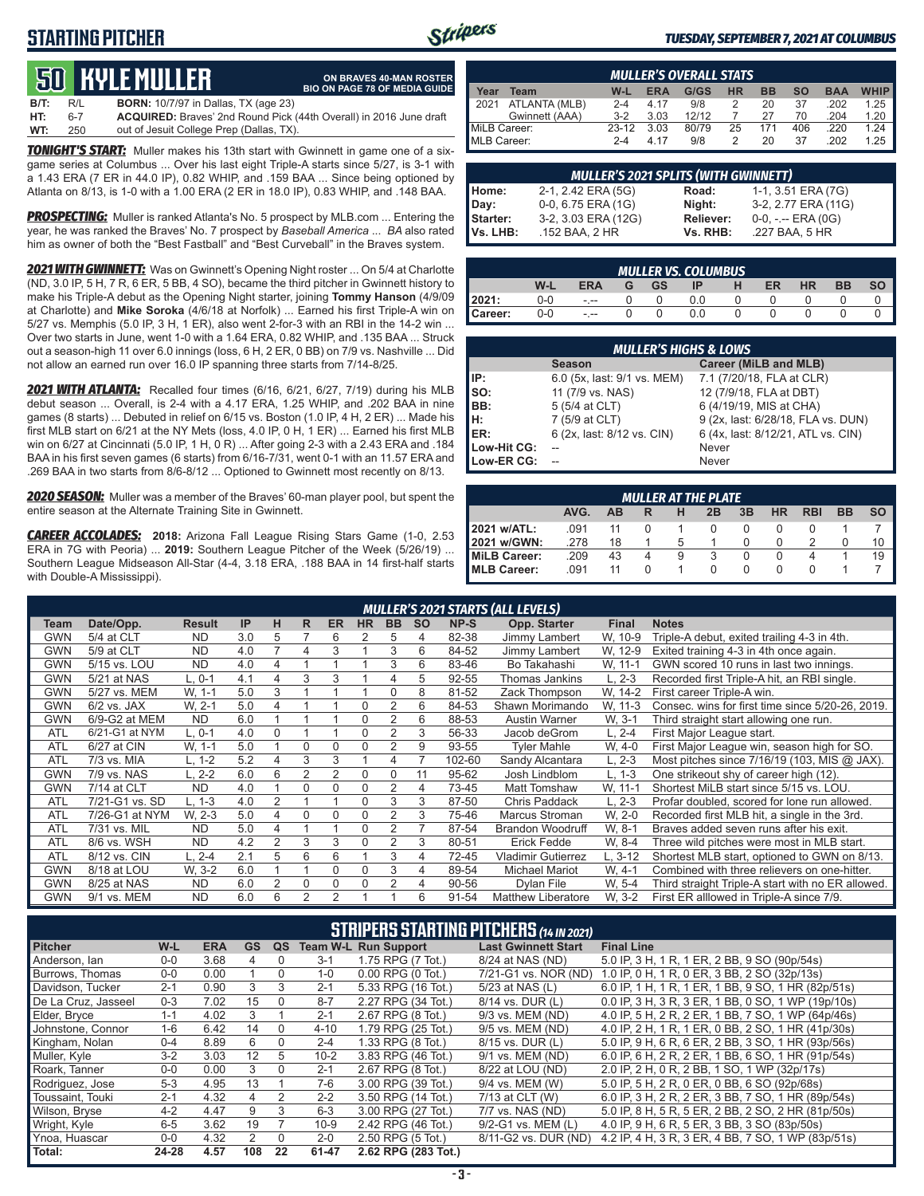# STARTING PITCHER

## 50 KYLE MULLER

**ON BRAVES 40-MAN ROSTER**
**BIO ON PAGE 78 OF MEDIA GUIDE**

| | | |
|---|---|---|
| **B/T:** | R/L | **BORN:** 10/7/97 in Dallas, TX (age 23) |
| **HT:** | 6-7 | **ACQUIRED:** Braves' 2nd Round Pick (44th Overall) in 2016 June draft |
| **WT:** | 250 | out of Jesuit College Prep (Dallas, TX). |

***TONIGHT'S START:*** Muller makes his 13th start with Gwinnett in game one of a six-game series at Columbus ... Over his last eight Triple-A starts since 5/27, is 3-1 with a 1.43 ERA (7 ER in 44.0 IP), 0.82 WHIP, and .159 BAA ... Since being optioned by Atlanta on 8/13, is 1-0 with a 1.00 ERA (2 ER in 18.0 IP), 0.83 WHIP, and .148 BAA.

***PROSPECTING:*** Muller is ranked Atlanta's No. 5 prospect by MLB.com ... Entering the year, he was ranked the Braves' No. 7 prospect by *Baseball America* ... *BA* also rated him as owner of both the "Best Fastball" and "Best Curveball" in the Braves system.

***2021 WITH GWINNETT:*** Was on Gwinnett's Opening Night roster ... On 5/4 at Charlotte (ND, 3.0 IP, 5 H, 7 R, 6 ER, 5 BB, 4 SO), became the third pitcher in Gwinnett history to make his Triple-A debut as the Opening Night starter, joining **Tommy Hanson** (4/9/09 at Charlotte) and **Mike Soroka** (4/6/18 at Norfolk) ... Earned his first Triple-A win on 5/27 vs. Memphis (5.0 IP, 3 H, 1 ER), also went 2-for-3 with an RBI in the 14-2 win ... Over two starts in June, went 1-0 with a 1.64 ERA, 0.82 WHIP, and .135 BAA ... Struck out a season-high 11 over 6.0 innings (loss, 6 H, 2 ER, 0 BB) on 7/9 vs. Nashville ... Did not allow an earned run over 16.0 IP spanning three starts from 7/14-8/25.

***2021 WITH ATLANTA:*** Recalled four times (6/16, 6/21, 6/27, 7/19) during his MLB debut season ... Overall, is 2-4 with a 4.17 ERA, 1.25 WHIP, and .202 BAA in nine games (8 starts) ... Debuted in relief on 6/15 vs. Boston (1.0 IP, 4 H, 2 ER) ... Made his first MLB start on 6/21 at the NY Mets (loss, 4.0 IP, 0 H, 1 ER) ... Earned his first MLB win on 6/27 at Cincinnati (5.0 IP, 1 H, 0 R) ... After going 2-3 with a 2.43 ERA and .184 BAA in his first seven games (6 starts) from 6/16-7/31, went 0-1 with an 11.57 ERA and .269 BAA in two starts from 8/6-8/12 ... Optioned to Gwinnett most recently on 8/13.

***2020 SEASON:*** Muller was a member of the Braves' 60-man player pool, but spent the entire season at the Alternate Training Site in Gwinnett.

***CAREER ACCOLADES:*** **2018:** Arizona Fall League Rising Stars Game (1-0, 2.53 ERA in 7G with Peoria) ... **2019:** Southern League Pitcher of the Week (5/26/19) ... Southern League Midseason All-Star (4-4, 3.18 ERA, .188 BAA in 14 first-half starts with Double-A Mississippi).

### MULLER'S OVERALL STATS

| Year | Team | W-L | ERA | G/GS | HR | BB | SO | BAA | WHIP |
|---|---|---|---|---|---|---|---|---|---|
| 2021 | ATLANTA (MLB) | 2-4 | 4.17 | 9/8 | 2 | 20 | 37 | .202 | 1.25 |
| | Gwinnett (AAA) | 3-2 | 3.03 | 12/12 | 7 | 27 | 70 | .204 | 1.20 |
| MiLB Career: | | 23-12 | 3.03 | 80/79 | 25 | 171 | 406 | .220 | 1.24 |
| MLB Career: | | 2-4 | 4.17 | 9/8 | 2 | 20 | 37 | .202 | 1.25 |

### MULLER'S 2021 SPLITS (WITH GWINNETT)

| | | | |
|---|---|---|---|
| **Home:** | 2-1, 2.42 ERA (5G) | **Road:** | 1-1, 3.51 ERA (7G) |
| **Day:** | 0-0, 6.75 ERA (1G) | **Night:** | 3-2, 2.77 ERA (11G) |
| **Starter:** | 3-2, 3.03 ERA (12G) | **Reliever:** | 0-0, -.-- ERA (0G) |
| **Vs. LHB:** | .152 BAA, 2 HR | **Vs. RHB:** | .227 BAA, 5 HR |

### MULLER VS. COLUMBUS

| | W-L | ERA | G | GS | IP | H | ER | HR | BB | SO |
|---|---|---|---|---|---|---|---|---|---|---|
| **2021:** | 0-0 | -.-- | 0 | 0 | 0.0 | 0 | 0 | 0 | 0 | 0 |
| **Career:** | 0-0 | -.-- | 0 | 0 | 0.0 | 0 | 0 | 0 | 0 | 0 |

### MULLER'S HIGHS & LOWS

| | Season | Career (MiLB and MLB) |
|---|---|---|
| **IP:** | 6.0 (5x, last: 9/1 vs. MEM) | 7.1 (7/20/18, FLA at CLR) |
| **SO:** | 11 (7/9 vs. NAS) | 12 (7/9/18, FLA at DBT) |
| **BB:** | 5 (5/4 at CLT) | 6 (4/19/19, MIS at CHA) |
| **H:** | 7 (5/9 at CLT) | 9 (2x, last: 6/28/18, FLA vs. DUN) |
| **ER:** | 6 (2x, last: 8/12 vs. CIN) | 6 (4x, last: 8/12/21, ATL vs. CIN) |
| **Low-Hit CG:** | -- | Never |
| **Low-ER CG:** | -- | Never |

### MULLER AT THE PLATE

| | AVG. | AB | R | H | 2B | 3B | HR | RBI | BB | SO |
|---|---|---|---|---|---|---|---|---|---|---|
| **2021 w/ATL:** | .091 | 11 | 0 | 1 | 0 | 0 | 0 | 0 | 1 | 7 |
| **2021 w/GWN:** | .278 | 18 | 1 | 5 | 1 | 0 | 0 | 2 | 0 | 10 |
| **MiLB Career:** | .209 | 43 | 4 | 9 | 3 | 0 | 0 | 4 | 1 | 19 |
| **MLB Career:** | .091 | 11 | 0 | 1 | 0 | 0 | 0 | 0 | 1 | 7 |

### MULLER'S 2021 STARTS (ALL LEVELS)

| Team | Date/Opp. | Result | IP | H | R | ER | HR | BB | SO | NP-S | Opp. Starter | Final | Notes |
|---|---|---|---|---|---|---|---|---|---|---|---|---|---|
| GWN | 5/4 at CLT | ND | 3.0 | 5 | 7 | 6 | 2 | 5 | 4 | 82-38 | Jimmy Lambert | W, 10-9 | Triple-A debut, exited trailing 4-3 in 4th. |
| GWN | 5/9 at CLT | ND | 4.0 | 7 | 4 | 3 | 1 | 3 | 6 | 84-52 | Jimmy Lambert | W, 12-9 | Exited training 4-3 in 4th once again. |
| GWN | 5/15 vs. LOU | ND | 4.0 | 4 | 1 | 1 | 1 | 3 | 6 | 83-46 | Bo Takahashi | W, 11-1 | GWN scored 10 runs in last two innings. |
| GWN | 5/21 at NAS | L, 0-1 | 4.1 | 4 | 3 | 3 | 1 | 4 | 5 | 92-55 | Thomas Jankins | L, 2-3 | Recorded first Triple-A hit, an RBI single. |
| GWN | 5/27 vs. MEM | W, 1-1 | 5.0 | 3 | 1 | 1 | 1 | 0 | 8 | 81-52 | Zack Thompson | W, 14-2 | First career Triple-A win. |
| GWN | 6/2 vs. JAX | W, 2-1 | 5.0 | 4 | 1 | 1 | 0 | 2 | 6 | 84-53 | Shawn Morimando | W, 11-3 | Consec. wins for first time since 5/20-26, 2019. |
| GWN | 6/9-G2 at MEM | ND | 6.0 | 1 | 1 | 1 | 0 | 2 | 6 | 88-53 | Austin Warner | W, 3-1 | Third straight start allowing one run. |
| ATL | 6/21-G1 at NYM | L, 0-1 | 4.0 | 0 | 1 | 1 | 0 | 2 | 3 | 56-33 | Jacob deGrom | L, 2-4 | First Major League start. |
| ATL | 6/27 at CIN | W, 1-1 | 5.0 | 1 | 0 | 0 | 0 | 2 | 9 | 93-55 | Tyler Mahle | W, 4-0 | First Major League win, season high for SO. |
| ATL | 7/3 vs. MIA | L, 1-2 | 5.2 | 4 | 3 | 3 | 1 | 4 | 7 | 102-60 | Sandy Alcantara | L, 2-3 | Most pitches since 7/16/19 (103, MIS @ JAX). |
| GWN | 7/9 vs. NAS | L, 2-2 | 6.0 | 6 | 2 | 2 | 0 | 0 | 11 | 95-62 | Josh Lindblom | L, 1-3 | One strikeout shy of career high (12). |
| GWN | 7/14 at CLT | ND | 4.0 | 1 | 0 | 0 | 0 | 2 | 4 | 73-45 | Matt Tomshaw | W, 11-1 | Shortest MiLB start since 5/15 vs. LOU. |
| ATL | 7/21-G1 vs. SD | L, 1-3 | 4.0 | 2 | 1 | 1 | 0 | 3 | 3 | 87-50 | Chris Paddack | L, 2-3 | Profar doubled, scored for lone run allowed. |
| ATL | 7/26-G1 at NYM | W, 2-3 | 5.0 | 4 | 0 | 0 | 0 | 2 | 3 | 75-46 | Marcus Stroman | W, 2-0 | Recorded first MLB hit, a single in the 3rd. |
| ATL | 7/31 vs. MIL | ND | 5.0 | 4 | 1 | 1 | 0 | 2 | 7 | 87-54 | Brandon Woodruff | W, 8-1 | Braves added seven runs after his exit. |
| ATL | 8/6 vs. WSH | ND | 4.2 | 2 | 3 | 3 | 0 | 2 | 3 | 80-51 | Erick Fedde | W, 8-4 | Three wild pitches were most in MLB start. |
| ATL | 8/12 vs. CIN | L, 2-4 | 2.1 | 5 | 6 | 6 | 1 | 3 | 4 | 72-45 | Vladimir Gutierrez | L, 3-12 | Shortest MLB start, optioned to GWN on 8/13. |
| GWN | 8/18 at LOU | W, 3-2 | 6.0 | 1 | 0 | 0 | 0 | 3 | 4 | 89-54 | Michael Mariot | W, 4-1 | Combined with three relievers on one-hitter. |
| GWN | 8/25 at NAS | ND | 6.0 | 2 | 0 | 0 | 0 | 2 | 4 | 90-56 | Dylan File | W, 5-4 | Third straight Triple-A start with no ER allowed. |
| GWN | 9/1 vs. MEM | ND | 6.0 | 6 | 2 | 2 | 1 | 1 | 6 | 91-54 | Matthew Liberatore | W, 3-2 | First ER alllowed in Triple-A since 7/9. |

### STRIPERS STARTING PITCHERS (14 IN 2021)

| Pitcher | W-L | ERA | GS | QS | Team W-L | Run Support | Last Gwinnett Start | Final Line |
|---|---|---|---|---|---|---|---|---|
| Anderson, Ian | 0-0 | 3.68 | 4 | 0 | 3-1 | 1.75 RPG (7 Tot.) | 8/24 at NAS (ND) | 5.0 IP, 3 H, 1 R, 1 ER, 2 BB, 9 SO (90p/54s) |
| Burrows, Thomas | 0-0 | 0.00 | 1 | 0 | 1-0 | 0.00 RPG (0 Tot.) | 7/21-G1 vs. NOR (ND) | 1.0 IP, 0 H, 1 R, 0 ER, 3 BB, 2 SO (32p/13s) |
| Davidson, Tucker | 2-1 | 0.90 | 3 | 3 | 2-1 | 5.33 RPG (16 Tot.) | 5/23 at NAS (L) | 6.0 IP, 1 H, 1 R, 1 ER, 1 BB, 9 SO, 1 HR (82p/51s) |
| De La Cruz, Jasseel | 0-3 | 7.02 | 15 | 0 | 8-7 | 2.27 RPG (34 Tot.) | 8/14 vs. DUR (L) | 0.0 IP, 3 H, 3 R, 3 ER, 1 BB, 0 SO, 1 WP (19p/10s) |
| Elder, Bryce | 1-1 | 4.02 | 3 | 1 | 2-1 | 2.67 RPG (8 Tot.) | 9/3 vs. MEM (ND) | 4.0 IP, 5 H, 2 R, 2 ER, 1 BB, 7 SO, 1 WP (64p/46s) |
| Johnstone, Connor | 1-6 | 6.42 | 14 | 0 | 4-10 | 1.79 RPG (25 Tot.) | 9/5 vs. MEM (ND) | 4.0 IP, 2 H, 1 R, 1 ER, 0 BB, 2 SO, 1 HR (41p/30s) |
| Kingham, Nolan | 0-4 | 8.89 | 6 | 0 | 2-4 | 1.33 RPG (8 Tot.) | 8/15 vs. DUR (L) | 5.0 IP, 9 H, 6 R, 6 ER, 2 BB, 3 SO, 1 HR (93p/56s) |
| Muller, Kyle | 3-2 | 3.03 | 12 | 5 | 10-2 | 3.83 RPG (46 Tot.) | 9/1 vs. MEM (ND) | 6.0 IP, 6 H, 2 R, 2 ER, 1 BB, 6 SO, 1 HR (91p/54s) |
| Roark, Tanner | 0-0 | 0.00 | 3 | 0 | 2-1 | 2.67 RPG (8 Tot.) | 8/22 at LOU (ND) | 2.0 IP, 2 H, 0 R, 2 BB, 1 SO, 1 WP (32p/17s) |
| Rodriguez, Jose | 5-3 | 4.95 | 13 | 1 | 7-6 | 3.00 RPG (39 Tot.) | 9/4 vs. MEM (W) | 5.0 IP, 5 H, 2 R, 0 ER, 0 BB, 6 SO (92p/68s) |
| Toussaint, Touki | 2-1 | 4.32 | 4 | 2 | 2-2 | 3.50 RPG (14 Tot.) | 7/13 at CLT (W) | 6.0 IP, 3 H, 2 R, 2 ER, 3 BB, 7 SO, 1 HR (89p/54s) |
| Wilson, Bryse | 4-2 | 4.47 | 9 | 3 | 6-3 | 3.00 RPG (27 Tot.) | 7/7 vs. NAS (ND) | 5.0 IP, 8 H, 5 R, 5 ER, 2 BB, 2 SO, 2 HR (81p/50s) |
| Wright, Kyle | 6-5 | 3.62 | 19 | 7 | 10-9 | 2.42 RPG (46 Tot.) | 9/2-G1 vs. MEM (L) | 4.0 IP, 9 H, 6 R, 5 ER, 3 BB, 3 SO (83p/50s) |
| Ynoa, Huascar | 0-0 | 4.32 | 2 | 0 | 2-0 | 2.50 RPG (5 Tot.) | 8/11-G2 vs. DUR (ND) | 4.2 IP, 4 H, 3 R, 3 ER, 4 BB, 7 SO, 1 WP (83p/51s) |
| **Total:** | 24-28 | 4.57 | 108 | 22 | 61-47 | 2.62 RPG (283 Tot.) | | |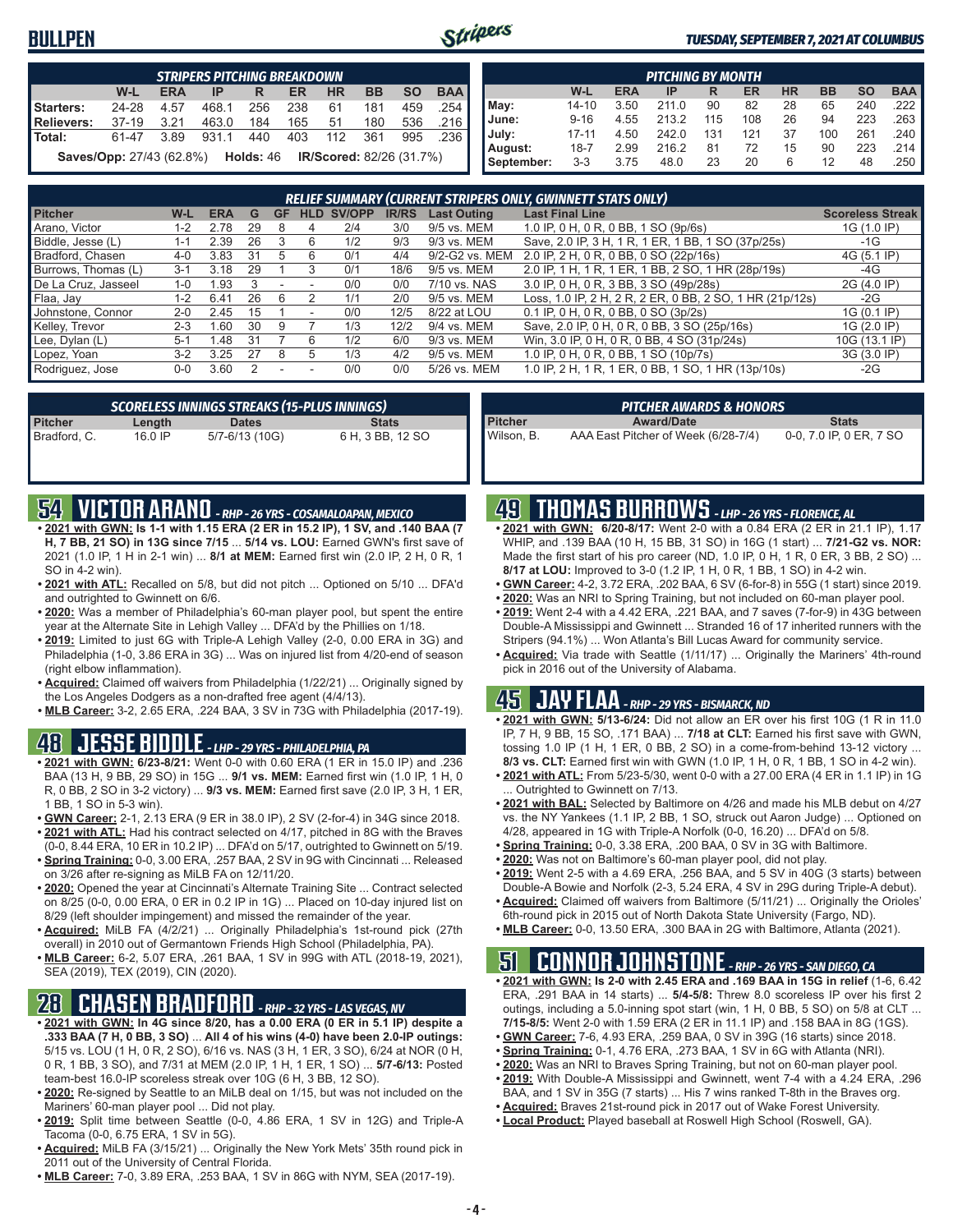# BULLPEN

*TUESDAY, SEPTEMBER 7, 2021 AT COLUMBUS*

### STRIPERS PITCHING BREAKDOWN

| | W-L | ERA | IP | R | ER | HR | BB | SO | BAA |
|---|---|---|---|---|---|---|---|---|---|
| Starters: | 24-28 | 4.57 | 468.1 | 256 | 238 | 61 | 181 | 459 | .254 |
| Relievers: | 37-19 | 3.21 | 463.0 | 184 | 165 | 51 | 180 | 536 | .216 |
| Total: | 61-47 | 3.89 | 931.1 | 440 | 403 | 112 | 361 | 995 | .236 |

**Saves/Opp:** 27/43 (62.8%) **Holds:** 46 **IR/Scored:** 82/26 (31.7%)

### PITCHING BY MONTH

| | W-L | ERA | IP | R | ER | HR | BB | SO | BAA |
|---|---|---|---|---|---|---|---|---|---|
| May: | 14-10 | 3.50 | 211.0 | 90 | 82 | 28 | 65 | 240 | .222 |
| June: | 9-16 | 4.55 | 213.2 | 115 | 108 | 26 | 94 | 223 | .263 |
| July: | 17-11 | 4.50 | 242.0 | 131 | 121 | 37 | 100 | 261 | .240 |
| August: | 18-7 | 2.99 | 216.2 | 81 | 72 | 15 | 90 | 223 | .214 |
| September: | 3-3 | 3.75 | 48.0 | 23 | 20 | 6 | 12 | 48 | .250 |

### RELIEF SUMMARY (CURRENT STRIPERS ONLY, GWINNETT STATS ONLY)

| Pitcher | W-L | ERA | G | GF | HLD | SV/OPP | IR/RS | Last Outing | Last Final Line | Scoreless Streak |
|---|---|---|---|---|---|---|---|---|---|---|
| Arano, Victor | 1-2 | 2.78 | 29 | 8 | 4 | 2/4 | 3/0 | 9/5 vs. MEM | 1.0 IP, 0 H, 0 R, 0 BB, 1 SO (9p/6s) | 1G (1.0 IP) |
| Biddle, Jesse (L) | 1-1 | 2.39 | 26 | 3 | 6 | 1/2 | 9/3 | 9/3 vs. MEM | Save, 2.0 IP, 3 H, 1 R, 1 ER, 1 BB, 1 SO (37p/25s) | -1G |
| Bradford, Chasen | 4-0 | 3.83 | 31 | 5 | 6 | 0/1 | 4/4 | 9/2-G2 vs. MEM | 2.0 IP, 2 H, 0 R, 0 BB, 0 SO (22p/16s) | 4G (5.1 IP) |
| Burrows, Thomas (L) | 3-1 | 3.18 | 29 | 1 | 3 | 0/1 | 18/6 | 9/5 vs. MEM | 2.0 IP, 1 H, 1 R, 1 ER, 1 BB, 2 SO, 1 HR (28p/19s) | -4G |
| De La Cruz, Jasseel | 1-0 | 1.93 | 3 | - | - | 0/0 | 0/0 | 7/10 vs. NAS | 3.0 IP, 0 H, 0 R, 3 BB, 3 SO (49p/28s) | 2G (4.0 IP) |
| Flaa, Jay | 1-2 | 6.41 | 26 | 6 | 2 | 1/1 | 2/0 | 9/5 vs. MEM | Loss, 1.0 IP, 2 H, 2 R, 2 ER, 0 BB, 2 SO, 1 HR (21p/12s) | -2G |
| Johnstone, Connor | 2-0 | 2.45 | 15 | 1 | - | 0/0 | 12/5 | 8/22 at LOU | 0.1 IP, 0 H, 0 R, 0 BB, 0 SO (3p/2s) | 1G (0.1 IP) |
| Kelley, Trevor | 2-3 | 1.60 | 30 | 9 | 7 | 1/3 | 12/2 | 9/4 vs. MEM | Save, 2.0 IP, 0 H, 0 R, 0 BB, 3 SO (25p/16s) | 1G (2.0 IP) |
| Lee, Dylan (L) | 5-1 | 1.48 | 31 | 7 | 6 | 1/2 | 6/0 | 9/3 vs. MEM | Win, 3.0 IP, 0 H, 0 R, 0 BB, 4 SO (31p/24s) | 10G (13.1 IP) |
| Lopez, Yoan | 3-2 | 3.25 | 27 | 8 | 5 | 1/3 | 4/2 | 9/5 vs. MEM | 1.0 IP, 0 H, 0 R, 0 BB, 1 SO (10p/7s) | 3G (3.0 IP) |
| Rodriguez, Jose | 0-0 | 3.60 | 2 | - | - | 0/0 | 0/0 | 5/26 vs. MEM | 1.0 IP, 2 H, 1 R, 1 ER, 0 BB, 1 SO, 1 HR (13p/10s) | -2G |

### SCORELESS INNINGS STREAKS (15-PLUS INNINGS)

| Pitcher | Length | Dates | Stats |
|---|---|---|---|
| Bradford, C. | 16.0 IP | 5/7-6/13 (10G) | 6 H, 3 BB, 12 SO |

### PITCHER AWARDS & HONORS

| Pitcher | Award/Date | Stats |
|---|---|---|
| Wilson, B. | AAA East Pitcher of Week (6/28-7/4) | 0-0, 7.0 IP, 0 ER, 7 SO |

## 54 VICTOR ARANO - RHP - 26 YRS - COSAMALOAPAN, MEXICO

- **2021 with GWN: Is 1-1 with 1.15 ERA (2 ER in 15.2 IP), 1 SV, and .140 BAA (7 H, 7 BB, 21 SO) in 13G since 7/15** ... **5/14 vs. LOU:** Earned GWN's first save of 2021 (1.0 IP, 1 H in 2-1 win) ... **8/1 at MEM:** Earned first win (2.0 IP, 2 H, 0 R, 1 SO in 4-2 win).
- **2021 with ATL:** Recalled on 5/8, but did not pitch ... Optioned on 5/10 ... DFA'd and outrighted to Gwinnett on 6/6.
- **2020:** Was a member of Philadelphia's 60-man player pool, but spent the entire year at the Alternate Site in Lehigh Valley ... DFA'd by the Phillies on 1/18.
- **2019:** Limited to just 6G with Triple-A Lehigh Valley (2-0, 0.00 ERA in 3G) and Philadelphia (1-0, 3.86 ERA in 3G) ... Was on injured list from 4/20-end of season (right elbow inflammation).
- **Acquired:** Claimed off waivers from Philadelphia (1/22/21) ... Originally signed by the Los Angeles Dodgers as a non-drafted free agent (4/4/13).
- **MLB Career:** 3-2, 2.65 ERA, .224 BAA, 3 SV in 73G with Philadelphia (2017-19).

## 48 JESSE BIDDLE - LHP - 29 YRS - PHILADELPHIA, PA

- **2021 with GWN: 6/23-8/21:** Went 0-0 with 0.60 ERA (1 ER in 15.0 IP) and .236 BAA (13 H, 9 BB, 29 SO) in 15G ... **9/1 vs. MEM:** Earned first win (1.0 IP, 1 H, 0 R, 0 BB, 2 SO in 3-2 victory) ... **9/3 vs. MEM:** Earned first save (2.0 IP, 3 H, 1 ER, 1 BB, 1 SO in 5-3 win).
- **GWN Career:** 2-1, 2.13 ERA (9 ER in 38.0 IP), 2 SV (2-for-4) in 34G since 2018.
- **2021 with ATL:** Had his contract selected on 4/17, pitched in 8G with the Braves (0-0, 8.44 ERA, 10 ER in 10.2 IP) ... DFA'd on 5/17, outrighted to Gwinnett on 5/19.
- **Spring Training:** 0-0, 3.00 ERA, .257 BAA, 2 SV in 9G with Cincinnati ... Released on 3/26 after re-signing as MiLB FA on 12/11/20.
- **2020:** Opened the year at Cincinnati's Alternate Training Site ... Contract selected on 8/25 (0-0, 0.00 ERA, 0 ER in 0.2 IP in 1G) ... Placed on 10-day injured list on 8/29 (left shoulder impingement) and missed the remainder of the year.
- **Acquired:** MiLB FA (4/2/21) ... Originally Philadelphia's 1st-round pick (27th overall) in 2010 out of Germantown Friends High School (Philadelphia, PA).
- **MLB Career:** 6-2, 5.07 ERA, .261 BAA, 1 SV in 99G with ATL (2018-19, 2021), SEA (2019), TEX (2019), CIN (2020).

## 28 CHASEN BRADFORD - RHP - 32 YRS - LAS VEGAS, NV

- **2021 with GWN: In 4G since 8/20, has a 0.00 ERA (0 ER in 5.1 IP) despite a .333 BAA (7 H, 0 BB, 3 SO)** ... **All 4 of his wins (4-0) have been 2.0-IP outings:** 5/15 vs. LOU (1 H, 0 R, 2 SO), 6/16 vs. NAS (3 H, 1 ER, 3 SO), 6/24 at NOR (0 H, 0 R, 1 BB, 3 SO), and 7/31 at MEM (2.0 IP, 1 H, 1 ER, 1 SO) ... **5/7-6/13:** Posted team-best 16.0-IP scoreless streak over 10G (6 H, 3 BB, 12 SO).
- **2020:** Re-signed by Seattle to an MiLB deal on 1/15, but was not included on the Mariners' 60-man player pool ... Did not play.
- **2019:** Split time between Seattle (0-0, 4.86 ERA, 1 SV in 12G) and Triple-A Tacoma (0-0, 6.75 ERA, 1 SV in 5G).
- **Acquired:** MiLB FA (3/15/21) ... Originally the New York Mets' 35th round pick in 2011 out of the University of Central Florida.
- **MLB Career:** 7-0, 3.89 ERA, .253 BAA, 1 SV in 86G with NYM, SEA (2017-19).

## 49 THOMAS BURROWS - LHP - 26 YRS - FLORENCE, AL

- **2021 with GWN: 6/20-8/17:** Went 2-0 with a 0.84 ERA (2 ER in 21.1 IP), 1.17 WHIP, and .139 BAA (10 H, 15 BB, 31 SO) in 16G (1 start) ... **7/21-G2 vs. NOR:** Made the first start of his pro career (ND, 1.0 IP, 0 H, 1 R, 0 ER, 3 BB, 2 SO) ... **8/17 at LOU:** Improved to 3-0 (1.2 IP, 1 H, 0 R, 1 BB, 1 SO) in 4-2 win.
- **GWN Career:** 4-2, 3.72 ERA, .202 BAA, 6 SV (6-for-8) in 55G (1 start) since 2019.
- **2020:** Was an NRI to Spring Training, but not included on 60-man player pool.
- **2019:** Went 2-4 with a 4.42 ERA, .221 BAA, and 7 saves (7-for-9) in 43G between Double-A Mississippi and Gwinnett ... Stranded 16 of 17 inherited runners with the Stripers (94.1%) ... Won Atlanta's Bill Lucas Award for community service.
- **Acquired:** Via trade with Seattle (1/11/17) ... Originally the Mariners' 4th-round pick in 2016 out of the University of Alabama.

## 45 JAY FLAA - RHP - 29 YRS - BISMARCK, ND

- **2021 with GWN: 5/13-6/24:** Did not allow an ER over his first 10G (1 R in 11.0 IP, 7 H, 9 BB, 15 SO, .171 BAA) ... **7/18 at CLT:** Earned his first save with GWN, tossing 1.0 IP (1 H, 1 ER, 0 BB, 2 SO) in a come-from-behind 13-12 victory ... **8/3 vs. CLT:** Earned first win with GWN (1.0 IP, 1 H, 0 R, 1 BB, 1 SO in 4-2 win).
- **2021 with ATL:** From 5/23-5/30, went 0-0 with a 27.00 ERA (4 ER in 1.1 IP) in 1G ... Outrighted to Gwinnett on 7/13.
- **2021 with BAL:** Selected by Baltimore on 4/26 and made his MLB debut on 4/27 vs. the NY Yankees (1.1 IP, 2 BB, 1 SO, struck out Aaron Judge) ... Optioned on 4/28, appeared in 1G with Triple-A Norfolk (0-0, 16.20) ... DFA'd on 5/8.
- **Spring Training:** 0-0, 3.38 ERA, .200 BAA, 0 SV in 3G with Baltimore.
- **2020:** Was not on Baltimore's 60-man player pool, did not play.
- **2019:** Went 2-5 with a 4.69 ERA, .256 BAA, and 5 SV in 40G (3 starts) between Double-A Bowie and Norfolk (2-3, 5.24 ERA, 4 SV in 29G during Triple-A debut).
- **Acquired:** Claimed off waivers from Baltimore (5/11/21) ... Originally the Orioles' 6th-round pick in 2015 out of North Dakota State University (Fargo, ND).
- **MLB Career:** 0-0, 13.50 ERA, .300 BAA in 2G with Baltimore, Atlanta (2021).

## 51 CONNOR JOHNSTONE - RHP - 26 YRS - SAN DIEGO, CA

- **2021 with GWN: Is 2-0 with 2.45 ERA and .169 BAA in 15G in relief** (1-6, 6.42 ERA, .291 BAA in 14 starts) ... **5/4-5/8:** Threw 8.0 scoreless IP over his first 2 outings, including a 5.0-inning spot start (win, 1 H, 0 BB, 5 SO) on 5/8 at CLT ... **7/15-8/5:** Went 2-0 with 1.59 ERA (2 ER in 11.1 IP) and .158 BAA in 8G (1GS).
- **GWN Career:** 7-6, 4.93 ERA, .259 BAA, 0 SV in 39G (16 starts) since 2018.
- **Spring Training:** 0-1, 4.76 ERA, .273 BAA, 1 SV in 6G with Atlanta (NRI).
- **2020:** Was an NRI to Braves Spring Training, but not on 60-man player pool.
- **2019:** With Double-A Mississippi and Gwinnett, went 7-4 with a 4.24 ERA, .296 BAA, and 1 SV in 35G (7 starts) ... His 7 wins ranked T-8th in the Braves org.
- **Acquired:** Braves 21st-round pick in 2017 out of Wake Forest University.
- **Local Product:** Played baseball at Roswell High School (Roswell, GA).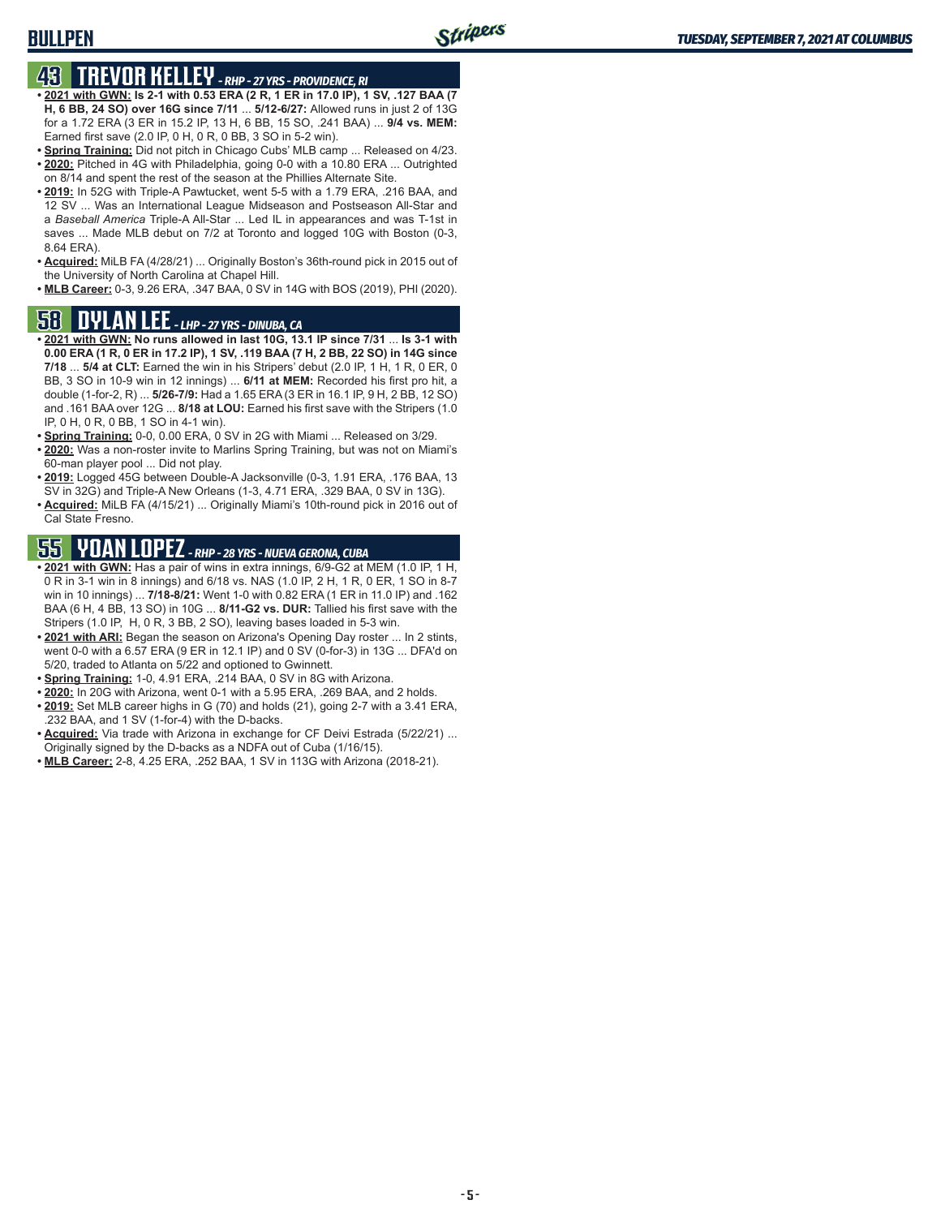## 43 TREVOR KELLEY - *RHP - 27 YRS - PROVIDENCE, RI*

- **2021 with GWN: Is 2-1 with 0.53 ERA (2 R, 1 ER in 17.0 IP), 1 SV, .127 BAA (7 H, 6 BB, 24 SO) over 16G since 7/11** ... **5/12-6/27:** Allowed runs in just 2 of 13G for a 1.72 ERA (3 ER in 15.2 IP, 13 H, 6 BB, 15 SO, .241 BAA) ... **9/4 vs. MEM:** Earned first save (2.0 IP, 0 H, 0 R, 0 BB, 3 SO in 5-2 win).
- **Spring Training:** Did not pitch in Chicago Cubs' MLB camp ... Released on 4/23.
- **2020:** Pitched in 4G with Philadelphia, going 0-0 with a 10.80 ERA ... Outrighted on 8/14 and spent the rest of the season at the Phillies Alternate Site.
- **2019:** In 52G with Triple-A Pawtucket, went 5-5 with a 1.79 ERA, .216 BAA, and 12 SV ... Was an International League Midseason and Postseason All-Star and a *Baseball America* Triple-A All-Star ... Led IL in appearances and was T-1st in saves ... Made MLB debut on 7/2 at Toronto and logged 10G with Boston (0-3, 8.64 ERA).
- **Acquired:** MiLB FA (4/28/21) ... Originally Boston's 36th-round pick in 2015 out of the University of North Carolina at Chapel Hill.
- **MLB Career:** 0-3, 9.26 ERA, .347 BAA, 0 SV in 14G with BOS (2019), PHI (2020).

## 58 DYLAN LEE - *LHP - 27 YRS - DINUBA, CA*

- **2021 with GWN: No runs allowed in last 10G, 13.1 IP since 7/31** ... **Is 3-1 with 0.00 ERA (1 R, 0 ER in 17.2 IP), 1 SV, .119 BAA (7 H, 2 BB, 22 SO) in 14G since 7/18** ... **5/4 at CLT:** Earned the win in his Stripers' debut (2.0 IP, 1 H, 1 R, 0 ER, 0 BB, 3 SO in 10-9 win in 12 innings) ... **6/11 at MEM:** Recorded his first pro hit, a double (1-for-2, R) ... **5/26-7/9:** Had a 1.65 ERA (3 ER in 16.1 IP, 9 H, 2 BB, 12 SO) and .161 BAA over 12G ... **8/18 at LOU:** Earned his first save with the Stripers (1.0 IP, 0 H, 0 R, 0 BB, 1 SO in 4-1 win).
- **Spring Training:** 0-0, 0.00 ERA, 0 SV in 2G with Miami ... Released on 3/29.
- **2020:** Was a non-roster invite to Marlins Spring Training, but was not on Miami's 60-man player pool ... Did not play.
- **2019:** Logged 45G between Double-A Jacksonville (0-3, 1.91 ERA, .176 BAA, 13 SV in 32G) and Triple-A New Orleans (1-3, 4.71 ERA, .329 BAA, 0 SV in 13G).
- **Acquired:** MiLB FA (4/15/21) ... Originally Miami's 10th-round pick in 2016 out of Cal State Fresno.

## 55 YOAN LOPEZ - *RHP - 28 YRS - NUEVA GERONA, CUBA*

- **2021 with GWN:** Has a pair of wins in extra innings, 6/9-G2 at MEM (1.0 IP, 1 H, 0 R in 3-1 win in 8 innings) and 6/18 vs. NAS (1.0 IP, 2 H, 1 R, 0 ER, 1 SO in 8-7 win in 10 innings) ... **7/18-8/21:** Went 1-0 with 0.82 ERA (1 ER in 11.0 IP) and .162 BAA (6 H, 4 BB, 13 SO) in 10G ... **8/11-G2 vs. DUR:** Tallied his first save with the Stripers (1.0 IP, H, 0 R, 3 BB, 2 SO), leaving bases loaded in 5-3 win.
- **2021 with ARI:** Began the season on Arizona's Opening Day roster ... In 2 stints, went 0-0 with a 6.57 ERA (9 ER in 12.1 IP) and 0 SV (0-for-3) in 13G ... DFA'd on 5/20, traded to Atlanta on 5/22 and optioned to Gwinnett.
- **Spring Training:** 1-0, 4.91 ERA, .214 BAA, 0 SV in 8G with Arizona.
- **2020:** In 20G with Arizona, went 0-1 with a 5.95 ERA, .269 BAA, and 2 holds.
- **2019:** Set MLB career highs in G (70) and holds (21), going 2-7 with a 3.41 ERA, .232 BAA, and 1 SV (1-for-4) with the D-backs.
- **Acquired:** Via trade with Arizona in exchange for CF Deivi Estrada (5/22/21) ... Originally signed by the D-backs as a NDFA out of Cuba (1/16/15).
- **MLB Career:** 2-8, 4.25 ERA, .252 BAA, 1 SV in 113G with Arizona (2018-21).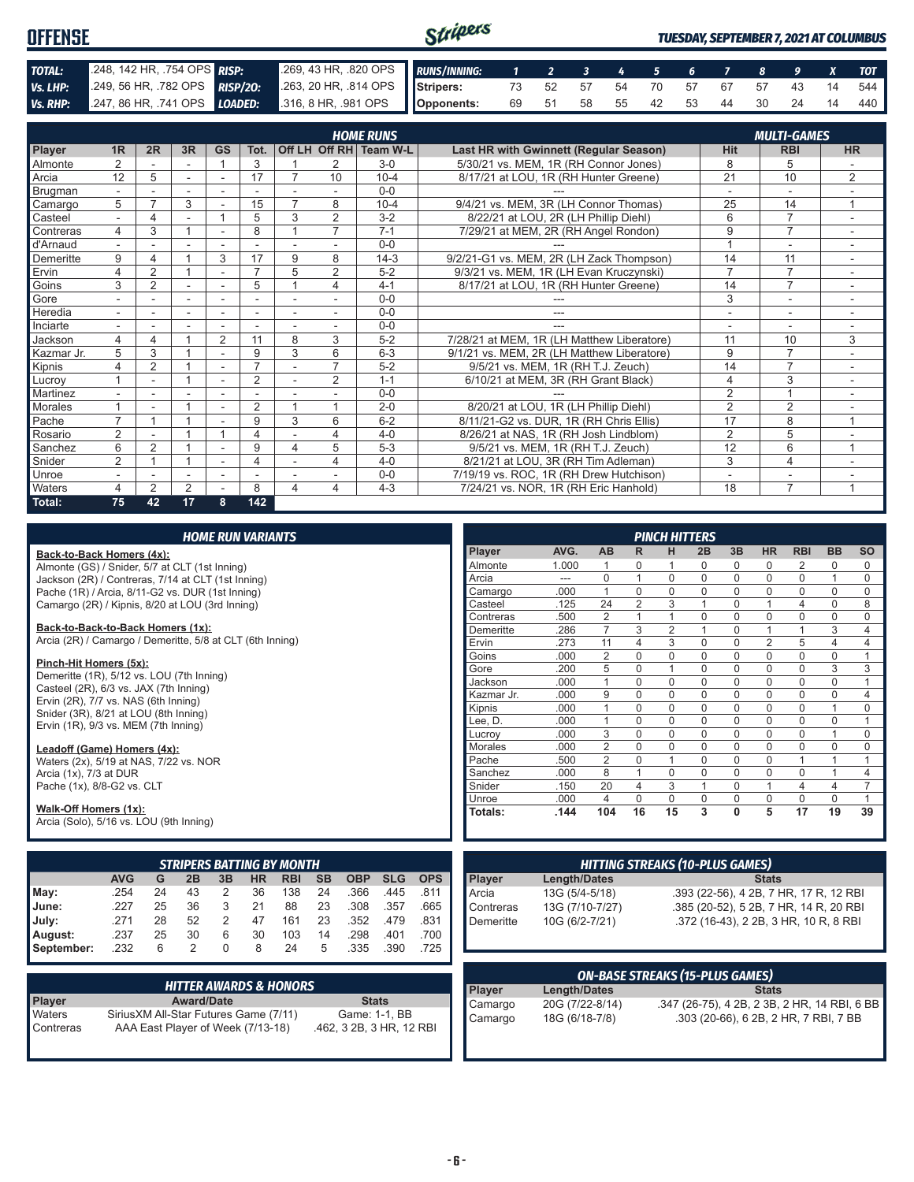# OFFENSE

*TUESDAY, SEPTEMBER 7, 2021 AT COLUMBUS*

| | | | |
|---|---|---|---|
| **TOTAL:** | .248, 142 HR, .754 OPS | **RISP:** | .269, 43 HR, .820 OPS |
| **Vs. LHP:** | .249, 56 HR, .782 OPS | **RISP/2O:** | .263, 20 HR, .814 OPS |
| **Vs. RHP:** | .247, 86 HR, .741 OPS | **LOADED:** | .316, 8 HR, .981 OPS |

| RUNS/INNING: | 1 | 2 | 3 | 4 | 5 | 6 | 7 | 8 | 9 | X | TOT |
|---|---|---|---|---|---|---|---|---|---|---|---|
| Stripers: | 73 | 52 | 57 | 54 | 70 | 57 | 67 | 57 | 43 | 14 | 544 |
| Opponents: | 69 | 51 | 58 | 55 | 42 | 53 | 44 | 30 | 24 | 14 | 440 |

## HOME RUNS / MULTI-GAMES

| Player | 1R | 2R | 3R | GS | Tot. | Off LH | Off RH | Team W-L | Last HR with Gwinnett (Regular Season) | Hit | RBI | HR |
|---|---|---|---|---|---|---|---|---|---|---|---|---|
| Almonte | 2 | - | - | 1 | 3 | 1 | 2 | 3-0 | 5/30/21 vs. MEM, 1R (RH Connor Jones) | 8 | 5 | - |
| Arcia | 12 | 5 | - | - | 17 | 7 | 10 | 10-4 | 8/17/21 at LOU, 1R (RH Hunter Greene) | 21 | 10 | 2 |
| Brugman | - | - | - | - | - | - | - | 0-0 | --- | - | - | - |
| Camargo | 5 | 7 | 3 | - | 15 | 7 | 8 | 10-4 | 9/4/21 vs. MEM, 3R (LH Connor Thomas) | 25 | 14 | 1 |
| Casteel | - | 4 | - | 1 | 5 | 3 | 2 | 3-2 | 8/22/21 at LOU, 2R (LH Phillip Diehl) | 6 | 7 | - |
| Contreras | 4 | 3 | 1 | - | 8 | 1 | 7 | 7-1 | 7/29/21 at MEM, 2R (RH Angel Rondon) | 9 | 7 | - |
| d'Arnaud | - | - | - | - | - | - | - | 0-0 | --- | 1 | - | - |
| Demeritte | 9 | 4 | 1 | 3 | 17 | 9 | 8 | 14-3 | 9/2/21-G1 vs. MEM, 2R (LH Zack Thompson) | 14 | 11 | - |
| Ervin | 4 | 2 | 1 | - | 7 | 5 | 2 | 5-2 | 9/3/21 vs. MEM, 1R (LH Evan Kruczynski) | 7 | 7 | - |
| Goins | 3 | 2 | - | - | 5 | 1 | 4 | 4-1 | 8/17/21 at LOU, 1R (RH Hunter Greene) | 14 | 7 | - |
| Gore | - | - | - | - | - | - | - | 0-0 | --- | 3 | - | - |
| Heredia | - | - | - | - | - | - | - | 0-0 | --- | - | - | - |
| Inciarte | - | - | - | - | - | - | - | 0-0 | --- | - | - | - |
| Jackson | 4 | 4 | 1 | 2 | 11 | 8 | 3 | 5-2 | 7/28/21 at MEM, 1R (LH Matthew Liberatore) | 11 | 10 | 3 |
| Kazmar Jr. | 5 | 3 | 1 | - | 9 | 3 | 6 | 6-3 | 9/1/21 vs. MEM, 2R (LH Matthew Liberatore) | 9 | 7 | - |
| Kipnis | 4 | 2 | 1 | - | 7 | - | 7 | 5-2 | 9/5/21 vs. MEM, 1R (RH T.J. Zeuch) | 14 | 7 | - |
| Lucroy | 1 | - | 1 | - | 2 | - | 2 | 1-1 | 6/10/21 at MEM, 3R (RH Grant Black) | 4 | 3 | - |
| Martinez | - | - | - | - | - | - | - | 0-0 | --- | 2 | 1 | - |
| Morales | 1 | - | 1 | - | 2 | 1 | 1 | 2-0 | 8/20/21 at LOU, 1R (LH Phillip Diehl) | 2 | 2 | - |
| Pache | 7 | 1 | 1 | - | 9 | 3 | 6 | 6-2 | 8/11/21-G2 vs. DUR, 1R (RH Chris Ellis) | 17 | 8 | 1 |
| Rosario | 2 | - | 1 | 1 | 4 | - | 4 | 4-0 | 8/26/21 at NAS, 1R (RH Josh Lindblom) | 2 | 5 | - |
| Sanchez | 6 | 2 | 1 | - | 9 | 4 | 5 | 5-3 | 9/5/21 vs. MEM, 1R (RH T.J. Zeuch) | 12 | 6 | 1 |
| Snider | 2 | 1 | 1 | - | 4 | - | 4 | 4-0 | 8/21/21 at LOU, 3R (RH Tim Adleman) | 3 | 4 | - |
| Unroe | - | - | - | - | - | - | - | 0-0 | 7/19/19 vs. ROC, 1R (RH Drew Hutchison) | - | - | - |
| Waters | 4 | 2 | 2 | - | 8 | 4 | 4 | 4-3 | 7/24/21 vs. NOR, 1R (RH Eric Hanhold) | 18 | 7 | 1 |
| **Total:** | **75** | **42** | **17** | **8** | **142** | | | | | | | |

## HOME RUN VARIANTS

**Back-to-Back Homers (4x):**
Almonte (GS) / Snider, 5/7 at CLT (1st Inning)
Jackson (2R) / Contreras, 7/14 at CLT (1st Inning)
Pache (1R) / Arcia, 8/11-G2 vs. DUR (1st Inning)
Camargo (2R) / Kipnis, 8/20 at LOU (3rd Inning)

**Back-to-Back-to-Back Homers (1x):**
Arcia (2R) / Camargo / Demeritte, 5/8 at CLT (6th Inning)

**Pinch-Hit Homers (5x):**
Demeritte (1R), 5/12 vs. LOU (7th Inning)
Casteel (2R), 6/3 vs. JAX (7th Inning)
Ervin (2R), 7/7 vs. NAS (6th Inning)
Snider (3R), 8/21 at LOU (8th Inning)
Ervin (1R), 9/3 vs. MEM (7th Inning)

**Leadoff (Game) Homers (4x):**
Waters (2x), 5/19 at NAS, 7/22 vs. NOR
Arcia (1x), 7/3 at DUR
Pache (1x), 8/8-G2 vs. CLT

**Walk-Off Homers (1x):**
Arcia (Solo), 5/16 vs. LOU (9th Inning)

## PINCH HITTERS

| Player | AVG. | AB | R | H | 2B | 3B | HR | RBI | BB | SO |
|---|---|---|---|---|---|---|---|---|---|---|
| Almonte | 1.000 | 1 | 0 | 1 | 0 | 0 | 0 | 2 | 0 | 0 |
| Arcia | --- | 0 | 1 | 0 | 0 | 0 | 0 | 0 | 1 | 0 |
| Camargo | .000 | 1 | 0 | 0 | 0 | 0 | 0 | 0 | 0 | 0 |
| Casteel | .125 | 24 | 2 | 3 | 1 | 0 | 1 | 4 | 0 | 8 |
| Contreras | .500 | 2 | 1 | 1 | 0 | 0 | 0 | 0 | 0 | 0 |
| Demeritte | .286 | 7 | 3 | 2 | 1 | 0 | 1 | 1 | 3 | 4 |
| Ervin | .273 | 11 | 4 | 3 | 0 | 0 | 2 | 5 | 4 | 4 |
| Goins | .000 | 2 | 0 | 0 | 0 | 0 | 0 | 0 | 0 | 1 |
| Gore | .200 | 5 | 0 | 1 | 0 | 0 | 0 | 0 | 3 | 3 |
| Jackson | .000 | 1 | 0 | 0 | 0 | 0 | 0 | 0 | 0 | 1 |
| Kazmar Jr. | .000 | 9 | 0 | 0 | 0 | 0 | 0 | 0 | 0 | 4 |
| Kipnis | .000 | 1 | 0 | 0 | 0 | 0 | 0 | 0 | 1 | 0 |
| Lee, D. | .000 | 1 | 0 | 0 | 0 | 0 | 0 | 0 | 0 | 1 |
| Lucroy | .000 | 3 | 0 | 0 | 0 | 0 | 0 | 0 | 1 | 0 |
| Morales | .000 | 2 | 0 | 0 | 0 | 0 | 0 | 0 | 0 | 0 |
| Pache | .500 | 2 | 0 | 1 | 0 | 0 | 0 | 1 | 1 | 1 |
| Sanchez | .000 | 8 | 1 | 0 | 0 | 0 | 0 | 0 | 1 | 4 |
| Snider | .150 | 20 | 4 | 3 | 1 | 0 | 1 | 4 | 4 | 7 |
| Unroe | .000 | 4 | 0 | 0 | 0 | 0 | 0 | 0 | 0 | 1 |
| **Totals:** | **.144** | **104** | **16** | **15** | **3** | **0** | **5** | **17** | **19** | **39** |

## STRIPERS BATTING BY MONTH

| | AVG | G | 2B | 3B | HR | RBI | SB | OBP | SLG | OPS |
|---|---|---|---|---|---|---|---|---|---|---|
| May: | .254 | 24 | 43 | 2 | 36 | 138 | 24 | .366 | .445 | .811 |
| June: | .227 | 25 | 36 | 3 | 21 | 88 | 23 | .308 | .357 | .665 |
| July: | .271 | 28 | 52 | 2 | 47 | 161 | 23 | .352 | .479 | .831 |
| August: | .237 | 25 | 30 | 6 | 30 | 103 | 14 | .298 | .401 | .700 |
| September: | .232 | 6 | 2 | 0 | 8 | 24 | 5 | .335 | .390 | .725 |

## HITTING STREAKS (10-PLUS GAMES)

| Player | Length/Dates | Stats |
|---|---|---|
| Arcia | 13G (5/4-5/18) | .393 (22-56), 4 2B, 7 HR, 17 R, 12 RBI |
| Contreras | 13G (7/10-7/27) | .385 (20-52), 5 2B, 7 HR, 14 R, 20 RBI |
| Demeritte | 10G (6/2-7/21) | .372 (16-43), 2 2B, 3 HR, 10 R, 8 RBI |

## HITTER AWARDS & HONORS

| Player | Award/Date | Stats |
|---|---|---|
| Waters | SiriusXM All-Star Futures Game (7/11) | Game: 1-1, BB |
| Contreras | AAA East Player of Week (7/13-18) | .462, 3 2B, 3 HR, 12 RBI |

## ON-BASE STREAKS (15-PLUS GAMES)

| Player | Length/Dates | Stats |
|---|---|---|
| Camargo | 20G (7/22-8/14) | .347 (26-75), 4 2B, 2 3B, 2 HR, 14 RBI, 6 BB |
| Camargo | 18G (6/18-7/8) | .303 (20-66), 6 2B, 2 HR, 7 RBI, 7 BB |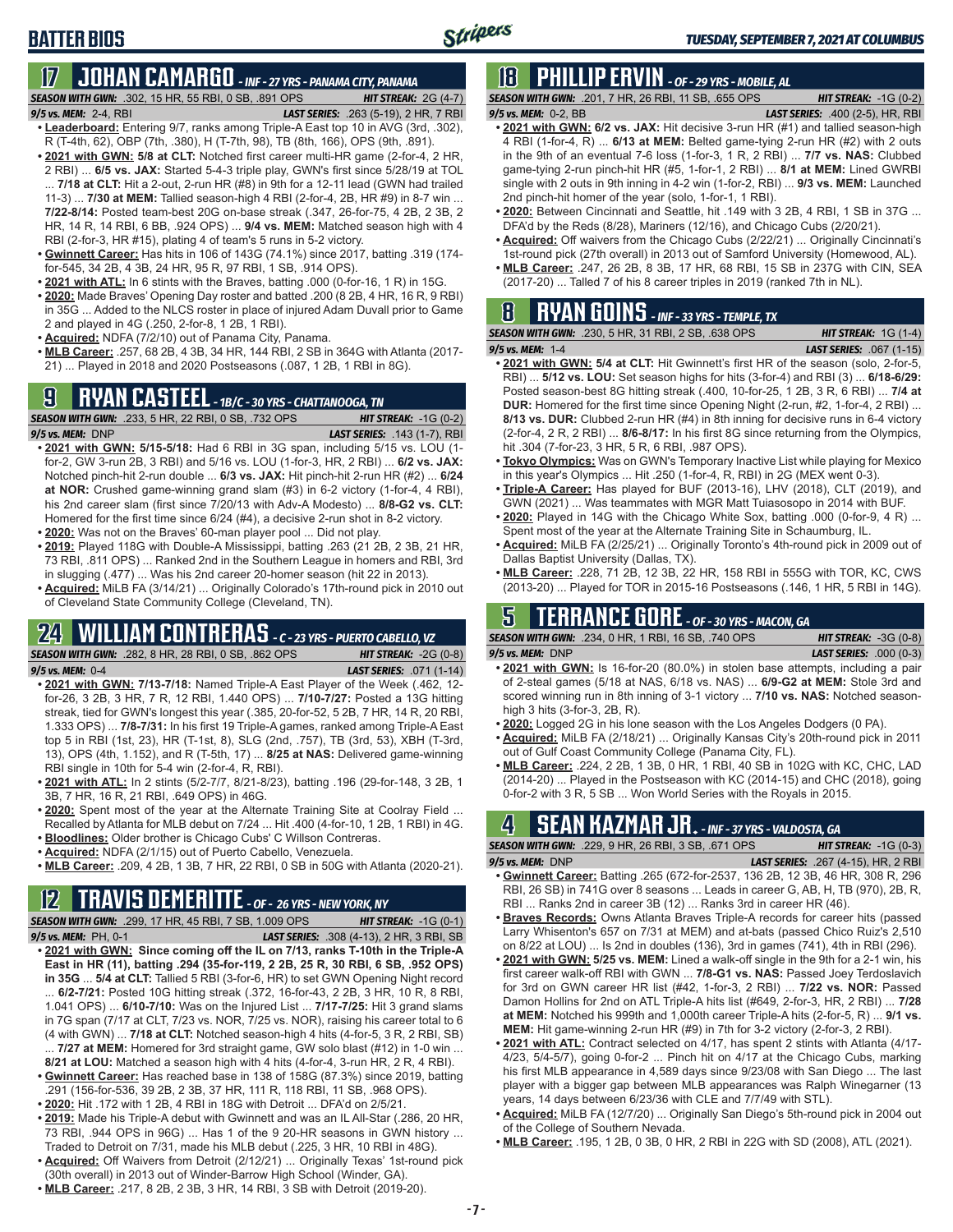## BATTER BIOS

## 17 JOHAN CAMARGO - INF - 27 YRS - PANAMA CITY, PANAMA

**SEASON WITH GWN:** .302, 15 HR, 55 RBI, 0 SB, .891 OPS **HIT STREAK:** 2G (4-7)
**9/5 vs. MEM:** 2-4, RBI **LAST SERIES:** .263 (5-19), 2 HR, 7 RBI

- **Leaderboard:** Entering 9/7, ranks among Triple-A East top 10 in AVG (3rd, .302), R (T-4th, 62), OBP (7th, .380), H (T-7th, 98), TB (8th, 166), OPS (9th, .891).
- **2021 with GWN: 5/8 at CLT:** Notched first career multi-HR game (2-for-4, 2 HR, 2 RBI) ... **6/5 vs. JAX:** Started 5-4-3 triple play, GWN's first since 5/28/19 at TOL ... **7/18 at CLT:** Hit a 2-out, 2-run HR (#8) in 9th for a 12-11 lead (GWN had trailed 11-3) ... **7/30 at MEM:** Tallied season-high 4 RBI (2-for-4, 2B, HR #9) in 8-7 win ... **7/22-8/14:** Posted team-best 20G on-base streak (.347, 26-for-75, 4 2B, 2 3B, 2 HR, 14 R, 14 RBI, 6 BB, .924 OPS) ... **9/4 vs. MEM:** Matched season high with 4 RBI (2-for-3, HR #15), plating 4 of team's 5 runs in 5-2 victory.
- **Gwinnett Career:** Has hits in 106 of 143G (74.1%) since 2017, batting .319 (174-for-545, 34 2B, 4 3B, 24 HR, 95 R, 97 RBI, 1 SB, .914 OPS).
- **2021 with ATL:** In 6 stints with the Braves, batting .000 (0-for-16, 1 R) in 15G.
- **2020:** Made Braves' Opening Day roster and batted .200 (8 2B, 4 HR, 16 R, 9 RBI) in 35G ... Added to the NLCS roster in place of injured Adam Duvall prior to Game 2 and played in 4G (.250, 2-for-8, 1 2B, 1 RBI).
- **Acquired:** NDFA (7/2/10) out of Panama City, Panama.
- **MLB Career:** .257, 68 2B, 4 3B, 34 HR, 144 RBI, 2 SB in 364G with Atlanta (2017-21) ... Played in 2018 and 2020 Postseasons (.087, 1 2B, 1 RBI in 8G).

## 9 RYAN CASTEEL - 1B/C - 30 YRS - CHATTANOOGA, TN

**SEASON WITH GWN:** .233, 5 HR, 22 RBI, 0 SB, .732 OPS **HIT STREAK:** -1G (0-2)
**9/5 vs. MEM:** DNP **LAST SERIES:** .143 (1-7), RBI

- **2021 with GWN: 5/15-5/18:** Had 6 RBI in 3G span, including 5/15 vs. LOU (1-for-2, GW 3-run 2B, 3 RBI) and 5/16 vs. LOU (1-for-3, HR, 2 RBI) ... **6/2 vs. JAX:** Notched pinch-hit 2-run double ... **6/3 vs. JAX:** Hit pinch-hit 2-run HR (#2) ... **6/24 at NOR:** Crushed game-winning grand slam (#3) in 6-2 victory (1-for-4, 4 RBI), his 2nd career slam (first since 7/20/13 with Adv-A Modesto) ... **8/8-G2 vs. CLT:** Homered for the first time since 6/24 (#4), a decisive 2-run shot in 8-2 victory.
- **2020:** Was not on the Braves' 60-man player pool ... Did not play.
- **2019:** Played 118G with Double-A Mississippi, batting .263 (21 2B, 2 3B, 21 HR, 73 RBI, .811 OPS) ... Ranked 2nd in the Southern League in homers and RBI, 3rd in slugging (.477) ... Was his 2nd career 20-homer season (hit 22 in 2013).
- **Acquired:** MiLB FA (3/14/21) ... Originally Colorado's 17th-round pick in 2010 out of Cleveland State Community College (Cleveland, TN).

## 24 WILLIAM CONTRERAS - C - 23 YRS - PUERTO CABELLO, VZ

**SEASON WITH GWN:** .282, 8 HR, 28 RBI, 0 SB, .862 OPS **HIT STREAK:** -2G (0-8)
**9/5 vs. MEM:** 0-4 **LAST SERIES:** .071 (1-14)

- **2021 with GWN: 7/13-7/18:** Named Triple-A East Player of the Week (.462, 12-for-26, 3 2B, 3 HR, 7 R, 12 RBI, 1.440 OPS) ... **7/10-7/27:** Posted a 13G hitting streak, tied for GWN's longest this year (.385, 20-for-52, 5 2B, 7 HR, 14 R, 20 RBI, 1.333 OPS) ... **7/8-7/31:** In his first 19 Triple-A games, ranked among Triple-A East top 5 in RBI (1st, 23), HR (T-1st, 8), SLG (2nd, .757), TB (3rd, 53), XBH (T-3rd, 13), OPS (4th, 1.152), and R (T-5th, 17) ... **8/25 at NAS:** Delivered game-winning RBI single in 10th for 5-4 win (2-for-4, R, RBI).
- **2021 with ATL:** In 2 stints (5/2-7/7, 8/21-8/23), batting .196 (29-for-148, 3 2B, 1 3B, 7 HR, 16 R, 21 RBI, .649 OPS) in 46G.
- **2020:** Spent most of the year at the Alternate Training Site at Coolray Field ... Recalled by Atlanta for MLB debut on 7/24 ... Hit .400 (4-for-10, 1 2B, 1 RBI) in 4G.
- **Bloodlines:** Older brother is Chicago Cubs' C Willson Contreras.
- **Acquired:** NDFA (2/1/15) out of Puerto Cabello, Venezuela.
- **MLB Career:** .209, 4 2B, 1 3B, 7 HR, 22 RBI, 0 SB in 50G with Atlanta (2020-21).

## 12 TRAVIS DEMERITTE - OF - 26 YRS - NEW YORK, NY

**SEASON WITH GWN:** .299, 17 HR, 45 RBI, 7 SB, 1.009 OPS **HIT STREAK:** -1G (0-1)
**9/5 vs. MEM:** PH, 0-1 **LAST SERIES:** .308 (4-13), 2 HR, 3 RBI, SB

- **2021 with GWN: Since coming off the IL on 7/13, ranks T-10th in the Triple-A East in HR (11), batting .294 (35-for-119, 2 2B, 25 R, 30 RBI, 6 SB, .952 OPS) in 35G** ... **5/4 at CLT:** Tallied 5 RBI (3-for-6, HR) to set GWN Opening Night record ... **6/2-7/21:** Posted 10G hitting streak (.372, 16-for-43, 2 2B, 3 HR, 10 R, 8 RBI, 1.041 OPS) ... **6/10-7/10:** Was on the Injured List ... **7/17-7/25:** Hit 3 grand slams in 7G span (7/17 at CLT, 7/23 vs. NOR, 7/25 vs. NOR), raising his career total to 6 (4 with GWN) ... **7/18 at CLT:** Notched season-high 4 hits (4-for-5, 3 R, 2 RBI, SB) ... **7/27 at MEM:** Homered for 3rd straight game, GW solo blast (#12) in 1-0 win ... **8/21 at LOU:** Matched a season high with 4 hits (4-for-4, 3-run HR, 2 R, 4 RBI).
- **Gwinnett Career:** Has reached base in 138 of 158G (87.3%) since 2019, batting .291 (156-for-536, 39 2B, 2 3B, 37 HR, 111 R, 118 RBI, 11 SB, .968 OPS).
- **2020:** Hit .172 with 1 2B, 4 RBI in 18G with Detroit ... DFA'd on 2/5/21.
- **2019:** Made his Triple-A debut with Gwinnett and was an IL All-Star (.286, 20 HR, 73 RBI, .944 OPS in 96G) ... Has 1 of the 9 20-HR seasons in GWN history ... Traded to Detroit on 7/31, made his MLB debut (.225, 3 HR, 10 RBI in 48G).
- **Acquired:** Off Waivers from Detroit (2/12/21) ... Originally Texas' 1st-round pick (30th overall) in 2013 out of Winder-Barrow High School (Winder, GA).
- **MLB Career:** .217, 8 2B, 2 3B, 3 HR, 14 RBI, 3 SB with Detroit (2019-20).

## 18 PHILLIP ERVIN - OF - 29 YRS - MOBILE, AL

**SEASON WITH GWN:** .201, 7 HR, 26 RBI, 11 SB, .655 OPS **HIT STREAK:** -1G (0-2)
**9/5 vs. MEM:** 0-2, BB **LAST SERIES:** .400 (2-5), HR, RBI

- **2021 with GWN: 6/2 vs. JAX:** Hit decisive 3-run HR (#1) and tallied season-high 4 RBI (1-for-4, R) ... **6/13 at MEM:** Belted game-tying 2-run HR (#2) with 2 outs in the 9th of an eventual 7-6 loss (1-for-3, 1 R, 2 RBI) ... **7/7 vs. NAS:** Clubbed game-tying 2-run pinch-hit HR (#5, 1-for-1, 2 RBI) ... **8/1 at MEM:** Lined GWRBI single with 2 outs in 9th inning in 4-2 win (1-for-2, RBI) ... **9/3 vs. MEM:** Launched 2nd pinch-hit homer of the year (solo, 1-for-1, 1 RBI).
- **2020:** Between Cincinnati and Seattle, hit .149 with 3 2B, 4 RBI, 1 SB in 37G ... DFA'd by the Reds (8/28), Mariners (12/16), and Chicago Cubs (2/20/21).
- **Acquired:** Off waivers from the Chicago Cubs (2/22/21) ... Originally Cincinnati's 1st-round pick (27th overall) in 2013 out of Samford University (Homewood, AL).
- **MLB Career:** .247, 26 2B, 8 3B, 17 HR, 68 RBI, 15 SB in 237G with CIN, SEA (2017-20) ... Talled 7 of his 8 career triples in 2019 (ranked 7th in NL).

## 8 RYAN GOINS - INF - 33 YRS - TEMPLE, TX

**SEASON WITH GWN:** .230, 5 HR, 31 RBI, 2 SB, .638 OPS **HIT STREAK:** 1G (1-4)
**9/5 vs. MEM:** 1-4 **LAST SERIES:** .067 (1-15)

- **2021 with GWN: 5/4 at CLT:** Hit Gwinnett's first HR of the season (solo, 2-for-5, RBI) ... **5/12 vs. LOU:** Set season highs for hits (3-for-4) and RBI (3) ... **6/18-6/29:** Posted season-best 8G hitting streak (.400, 10-for-25, 1 2B, 3 R, 6 RBI) ... **7/4 at DUR:** Homered for the first time since Opening Night (2-run, #2, 1-for-4, 2 RBI) ... **8/13 vs. DUR:** Clubbed 2-run HR (#4) in 8th inning for decisive runs in 6-4 victory (2-for-4, 2 R, 2 RBI) ... **8/6-8/17:** In his first 8G since returning from the Olympics, hit .304 (7-for-23, 3 HR, 5 R, 6 RBI, .987 OPS).
- **Tokyo Olympics:** Was on GWN's Temporary Inactive List while playing for Mexico in this year's Olympics ... Hit .250 (1-for-4, R, RBI) in 2G (MEX went 0-3).
- **Triple-A Career:** Has played for BUF (2013-16), LHV (2018), CLT (2019), and GWN (2021) ... Was teammates with MGR Matt Tuiasosopo in 2014 with BUF.
- **2020:** Played in 14G with the Chicago White Sox, batting .000 (0-for-9, 4 R) ... Spent most of the year at the Alternate Training Site in Schaumburg, IL.
- **Acquired:** MiLB FA (2/25/21) ... Originally Toronto's 4th-round pick in 2009 out of Dallas Baptist University (Dallas, TX).
- **MLB Career:** .228, 71 2B, 12 3B, 22 HR, 158 RBI in 555G with TOR, KC, CWS (2013-20) ... Played for TOR in 2015-16 Postseasons (.146, 1 HR, 5 RBI in 14G).

## 5 TERRANCE GORE - OF - 30 YRS - MACON, GA

**SEASON WITH GWN:** .234, 0 HR, 1 RBI, 16 SB, .740 OPS **HIT STREAK:** -3G (0-8)
**9/5 vs. MEM:** DNP **LAST SERIES:** .000 (0-3)

- **2021 with GWN:** Is 16-for-20 (80.0%) in stolen base attempts, including a pair of 2-steal games (5/18 at NAS, 6/18 vs. NAS) ... **6/9-G2 at MEM:** Stole 3rd and scored winning run in 8th inning of 3-1 victory ... **7/10 vs. NAS:** Notched season-high 3 hits (3-for-3, 2B, R).
- **2020:** Logged 2G in his lone season with the Los Angeles Dodgers (0 PA).
- **Acquired:** MiLB FA (2/18/21) ... Originally Kansas City's 20th-round pick in 2011 out of Gulf Coast Community College (Panama City, FL).
- **MLB Career:** .224, 2 2B, 1 3B, 0 HR, 1 RBI, 40 SB in 102G with KC, CHC, LAD (2014-20) ... Played in the Postseason with KC (2014-15) and CHC (2018), going 0-for-2 with 3 R, 5 SB ... Won World Series with the Royals in 2015.

## 4 SEAN KAZMAR JR. - INF - 37 YRS - VALDOSTA, GA

**SEASON WITH GWN:** .229, 9 HR, 26 RBI, 3 SB, .671 OPS **HIT STREAK:** -1G (0-3)
**9/5 vs. MEM:** DNP **LAST SERIES:** .267 (4-15), HR, 2 RBI

- **Gwinnett Career:** Batting .265 (672-for-2537, 136 2B, 12 3B, 46 HR, 308 R, 296 RBI, 26 SB) in 741G over 8 seasons ... Leads in career G, AB, H, TB (970), 2B, R, RBI ... Ranks 2nd in career 3B (12) ... Ranks 3rd in career HR (46).
- **Braves Records:** Owns Atlanta Braves Triple-A records for career hits (passed Larry Whisenton's 657 on 7/31 at MEM) and at-bats (passed Chico Ruiz's 2,510 on 8/22 at LOU) ... Is 2nd in doubles (136), 3rd in games (741), 4th in RBI (296).
- **2021 with GWN: 5/25 vs. MEM:** Lined a walk-off single in the 9th for a 2-1 win, his first career walk-off RBI with GWN ... **7/8-G1 vs. NAS:** Passed Joey Terdoslavich for 3rd on GWN career HR list (#42, 1-for-3, 2 RBI) ... **7/22 vs. NOR:** Passed Damon Hollins for 2nd on ATL Triple-A hits list (#649, 2-for-3, HR, 2 RBI) ... **7/28 at MEM:** Notched his 999th and 1,000th career Triple-A hits (2-for-5, R) ... **9/1 vs. MEM:** Hit game-winning 2-run HR (#9) in 7th for 3-2 victory (2-for-3, 2 RBI).
- **2021 with ATL:** Contract selected on 4/17, has spent 2 stints with Atlanta (4/17-4/23, 5/4-5/7), going 0-for-2 ... Pinch hit on 4/17 at the Chicago Cubs, marking his first MLB appearance in 4,589 days since 9/23/08 with San Diego ... The last player with a bigger gap between MLB appearances was Ralph Winegarner (13 years, 14 days between 6/23/36 with CLE and 7/7/49 with STL).
- **Acquired:** MiLB FA (12/7/20) ... Originally San Diego's 5th-round pick in 2004 out of the College of Southern Nevada.
- **MLB Career:** .195, 1 2B, 0 3B, 0 HR, 2 RBI in 22G with SD (2008), ATL (2021).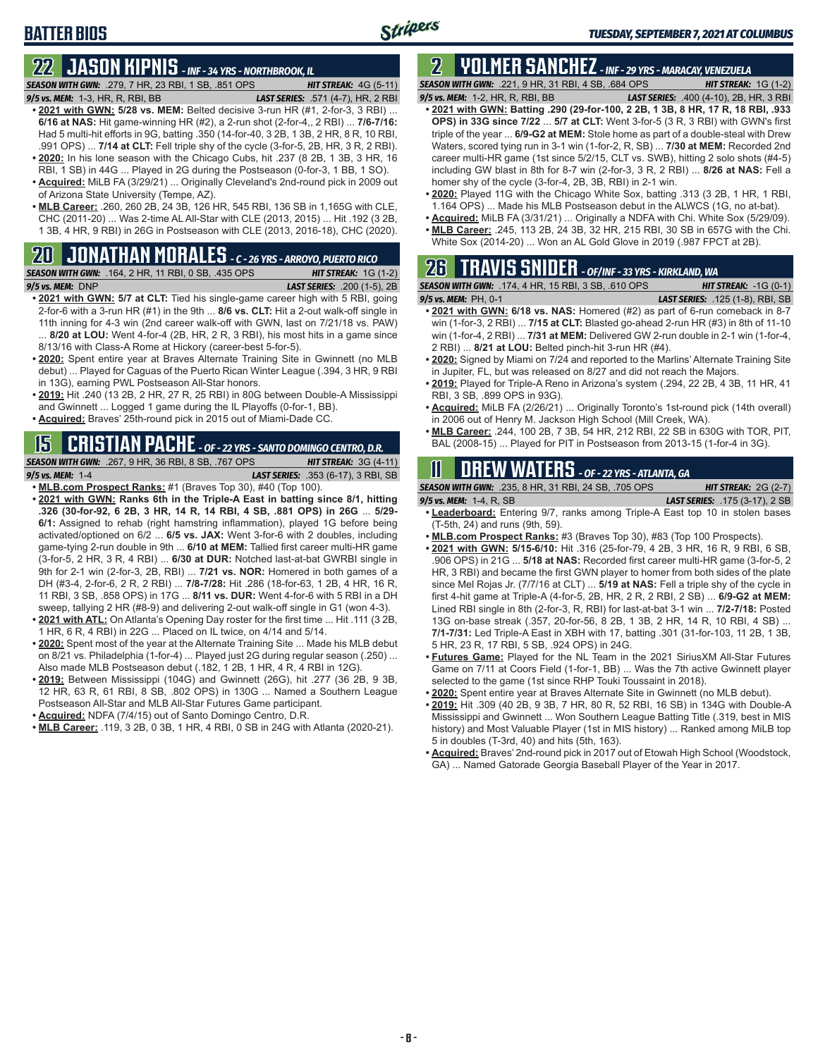# BATTER BIOS

## 22 JASON KIPNIS - INF - 34 YRS - NORTHBROOK, IL

**SEASON WITH GWN:** .279, 7 HR, 23 RBI, 1 SB, .851 OPS **HIT STREAK:** 4G (5-11)
**9/5 vs. MEM:** 1-3, HR, R, RBI, BB **LAST SERIES:** .571 (4-7), HR, 2 RBI

- **2021 with GWN: 5/28 vs. MEM:** Belted decisive 3-run HR (#1, 2-for-3, 3 RBI) ... **6/16 at NAS:** Hit game-winning HR (#2), a 2-run shot (2-for-4,, 2 RBI) ... **7/6-7/16:** Had 5 multi-hit efforts in 9G, batting .350 (14-for-40, 3 2B, 1 3B, 2 HR, 8 R, 10 RBI, .991 OPS) ... **7/14 at CLT:** Fell triple shy of the cycle (3-for-5, 2B, HR, 3 R, 2 RBI).
- **2020:** In his lone season with the Chicago Cubs, hit .237 (8 2B, 1 3B, 3 HR, 16 RBI, 1 SB) in 44G ... Played in 2G during the Postseason (0-for-3, 1 BB, 1 SO).
- **Acquired:** MiLB FA (3/29/21) ... Originally Cleveland's 2nd-round pick in 2009 out of Arizona State University (Tempe, AZ).
- **MLB Career:** .260, 260 2B, 24 3B, 126 HR, 545 RBI, 136 SB in 1,165G with CLE, CHC (2011-20) ... Was 2-time AL All-Star with CLE (2013, 2015) ... Hit .192 (3 2B, 1 3B, 4 HR, 9 RBI) in 26G in Postseason with CLE (2013, 2016-18), CHC (2020).

## 20 JONATHAN MORALES - C - 26 YRS - ARROYO, PUERTO RICO

**SEASON WITH GWN:** .164, 2 HR, 11 RBI, 0 SB, .435 OPS **HIT STREAK:** 1G (1-2)
**9/5 vs. MEM:** DNP **LAST SERIES:** .200 (1-5), 2B

- **2021 with GWN: 5/7 at CLT:** Tied his single-game career high with 5 RBI, going 2-for-6 with a 3-run HR (#1) in the 9th ... **8/6 vs. CLT:** Hit a 2-out walk-off single in 11th inning for 4-3 win (2nd career walk-off with GWN, last on 7/21/18 vs. PAW) ... **8/20 at LOU:** Went 4-for-4 (2B, HR, 2 R, 3 RBI), his most hits in a game since 8/13/16 with Class-A Rome at Hickory (career-best 5-for-5).
- **2020:** Spent entire year at Braves Alternate Training Site in Gwinnett (no MLB debut) ... Played for Caguas of the Puerto Rican Winter League (.394, 3 HR, 9 RBI in 13G), earning PWL Postseason All-Star honors.
- **2019:** Hit .240 (13 2B, 2 HR, 27 R, 25 RBI) in 80G between Double-A Mississippi and Gwinnett ... Logged 1 game during the IL Playoffs (0-for-1, BB).
- **Acquired:** Braves' 25th-round pick in 2015 out of Miami-Dade CC.

## 15 CRISTIAN PACHE - OF - 22 YRS - SANTO DOMINGO CENTRO, D.R.

**SEASON WITH GWN:** .267, 9 HR, 36 RBI, 8 SB, .767 OPS **HIT STREAK:** 3G (4-11)
**9/5 vs. MEM:** 1-4 **LAST SERIES:** .353 (6-17), 3 RBI, SB

- **MLB.com Prospect Ranks:** #1 (Braves Top 30), #40 (Top 100).
- **2021 with GWN: Ranks 6th in the Triple-A East in batting since 8/1, hitting .326 (30-for-92, 6 2B, 3 HR, 14 R, 14 RBI, 4 SB, .881 OPS) in 26G** ... **5/29-6/1:** Assigned to rehab (right hamstring inflammation), played 1G before being activated/optioned on 6/2 ... **6/5 vs. JAX:** Went 3-for-6 with 2 doubles, including game-tying 2-run double in 9th ... **6/10 at MEM:** Tallied first career multi-HR game (3-for-5, 2 HR, 3 R, 4 RBI) ... **6/30 at DUR:** Notched last-at-bat GWRBI single in 9th for 2-1 win (2-for-3, 2B, RBI) ... **7/21 vs. NOR:** Homered in both games of a DH (#3-4, 2-for-6, 2 R, 2 RBI) ... **7/8-7/28:** Hit .286 (18-for-63, 1 2B, 4 HR, 16 R, 11 RBI, 3 SB, .858 OPS) in 17G ... **8/11 vs. DUR:** Went 4-for-6 with 5 RBI in a DH sweep, tallying 2 HR (#8-9) and delivering 2-out walk-off single in G1 (won 4-3).
- **2021 with ATL:** On Atlanta's Opening Day roster for the first time ... Hit .111 (3 2B, 1 HR, 6 R, 4 RBI) in 22G ... Placed on IL twice, on 4/14 and 5/14.
- **2020:** Spent most of the year at the Alternate Training Site ... Made his MLB debut on 8/21 vs. Philadelphia (1-for-4) ... Played just 2G during regular season (.250) ... Also made MLB Postseason debut (.182, 1 2B, 1 HR, 4 R, 4 RBI in 12G).
- **2019:** Between Mississippi (104G) and Gwinnett (26G), hit .277 (36 2B, 9 3B, 12 HR, 63 R, 61 RBI, 8 SB, .802 OPS) in 130G ... Named a Southern League Postseason All-Star and MLB All-Star Futures Game participant.
- **Acquired:** NDFA (7/4/15) out of Santo Domingo Centro, D.R.
- **MLB Career:** .119, 3 2B, 0 3B, 1 HR, 4 RBI, 0 SB in 24G with Atlanta (2020-21).

## 2 YOLMER SANCHEZ - INF - 29 YRS - MARACAY, VENEZUELA

**SEASON WITH GWN:** .221, 9 HR, 31 RBI, 4 SB, .684 OPS **HIT STREAK:** 1G (1-2)
**9/5 vs. MEM:** 1-2, HR, R, RBI, BB **LAST SERIES:** .400 (4-10), 2B, HR, 3 RBI

- **2021 with GWN: Batting .290 (29-for-100, 2 2B, 1 3B, 8 HR, 17 R, 18 RBI, .933 OPS) in 33G since 7/22** ... **5/7 at CLT:** Went 3-for-5 (3 R, 3 RBI) with GWN's first triple of the year ... **6/9-G2 at MEM:** Stole home as part of a double-steal with Drew Waters, scored tying run in 3-1 win (1-for-2, R, SB) ... **7/30 at MEM:** Recorded 2nd career multi-HR game (1st since 5/2/15, CLT vs. SWB), hitting 2 solo shots (#4-5) including GW blast in 8th for 8-7 win (2-for-3, 3 R, 2 RBI) ... **8/26 at NAS:** Fell a homer shy of the cycle (3-for-4, 2B, 3B, RBI) in 2-1 win.
- **2020:** Played 11G with the Chicago White Sox, batting .313 (3 2B, 1 HR, 1 RBI, 1.164 OPS) ... Made his MLB Postseason debut in the ALWCS (1G, no at-bat).
- **Acquired:** MiLB FA (3/31/21) ... Originally a NDFA with Chi. White Sox (5/29/09).
- **MLB Career:** .245, 113 2B, 24 3B, 32 HR, 215 RBI, 30 SB in 657G with the Chi. White Sox (2014-20) ... Won an AL Gold Glove in 2019 (.987 FPCT at 2B).

## 26 TRAVIS SNIDER - OF/INF - 33 YRS - KIRKLAND, WA

**SEASON WITH GWN:** .174, 4 HR, 15 RBI, 3 SB, .610 OPS **HIT STREAK:** -1G (0-1)
**9/5 vs. MEM:** PH, 0-1 **LAST SERIES:** .125 (1-8), RBI, SB

- **2021 with GWN: 6/18 vs. NAS:** Homered (#2) as part of 6-run comeback in 8-7 win (1-for-3, 2 RBI) ... **7/15 at CLT:** Blasted go-ahead 2-run HR (#3) in 8th of 11-10 win (1-for-4, 2 RBI) ... **7/31 at MEM:** Delivered GW 2-run double in 2-1 win (1-for-4, 2 RBI) ... **8/21 at LOU:** Belted pinch-hit 3-run HR (#4).
- **2020:** Signed by Miami on 7/24 and reported to the Marlins' Alternate Training Site in Jupiter, FL, but was released on 8/27 and did not reach the Majors.
- **2019:** Played for Triple-A Reno in Arizona's system (.294, 22 2B, 4 3B, 11 HR, 41 RBI, 3 SB, .899 OPS in 93G).
- **Acquired:** MiLB FA (2/26/21) ... Originally Toronto's 1st-round pick (14th overall) in 2006 out of Henry M. Jackson High School (Mill Creek, WA).
- **MLB Career:** .244, 100 2B, 7 3B, 54 HR, 212 RBI, 22 SB in 630G with TOR, PIT, BAL (2008-15) ... Played for PIT in Postseason from 2013-15 (1-for-4 in 3G).

## 11 DREW WATERS - OF - 22 YRS - ATLANTA, GA

**SEASON WITH GWN:** .235, 8 HR, 31 RBI, 24 SB, .705 OPS **HIT STREAK:** 2G (2-7)
**9/5 vs. MEM:** 1-4, R, SB **LAST SERIES:** .175 (3-17), 2 SB

- **Leaderboard:** Entering 9/7, ranks among Triple-A East top 10 in stolen bases (T-5th, 24) and runs (9th, 59).
- **MLB.com Prospect Ranks:** #3 (Braves Top 30), #83 (Top 100 Prospects).
- **2021 with GWN: 5/15-6/10:** Hit .316 (25-for-79, 4 2B, 3 HR, 16 R, 9 RBI, 6 SB, .906 OPS) in 21G ... **5/18 at NAS:** Recorded first career multi-HR game (3-for-5, 2 HR, 3 RBI) and became the first GWN player to homer from both sides of the plate since Mel Rojas Jr. (7/7/16 at CLT) ... **5/19 at NAS:** Fell a triple shy of the cycle in first 4-hit game at Triple-A (4-for-5, 2B, HR, 2 R, 2 RBI, 2 SB) ... **6/9-G2 at MEM:** Lined RBI single in 8th (2-for-3, R, RBI) for last-at-bat 3-1 win ... **7/2-7/18:** Posted 13G on-base streak (.357, 20-for-56, 8 2B, 1 3B, 2 HR, 14 R, 10 RBI, 4 SB) ... **7/1-7/31:** Led Triple-A East in XBH with 17, batting .301 (31-for-103, 11 2B, 1 3B, 5 HR, 23 R, 17 RBI, 5 SB, .924 OPS) in 24G.
- **Futures Game:** Played for the NL Team in the 2021 SiriusXM All-Star Futures Game on 7/11 at Coors Field (1-for-1, BB) ... Was the 7th active Gwinnett player selected to the game (1st since RHP Touki Toussaint in 2018).
- **2020:** Spent entire year at Braves Alternate Site in Gwinnett (no MLB debut).
- **2019:** Hit .309 (40 2B, 9 3B, 7 HR, 80 R, 52 RBI, 16 SB) in 134G with Double-A Mississippi and Gwinnett ... Won Southern League Batting Title (.319, best in MIS history) and Most Valuable Player (1st in MIS history) ... Ranked among MiLB top 5 in doubles (T-3rd, 40) and hits (5th, 163).
- **Acquired:** Braves' 2nd-round pick in 2017 out of Etowah High School (Woodstock, GA) ... Named Gatorade Georgia Baseball Player of the Year in 2017.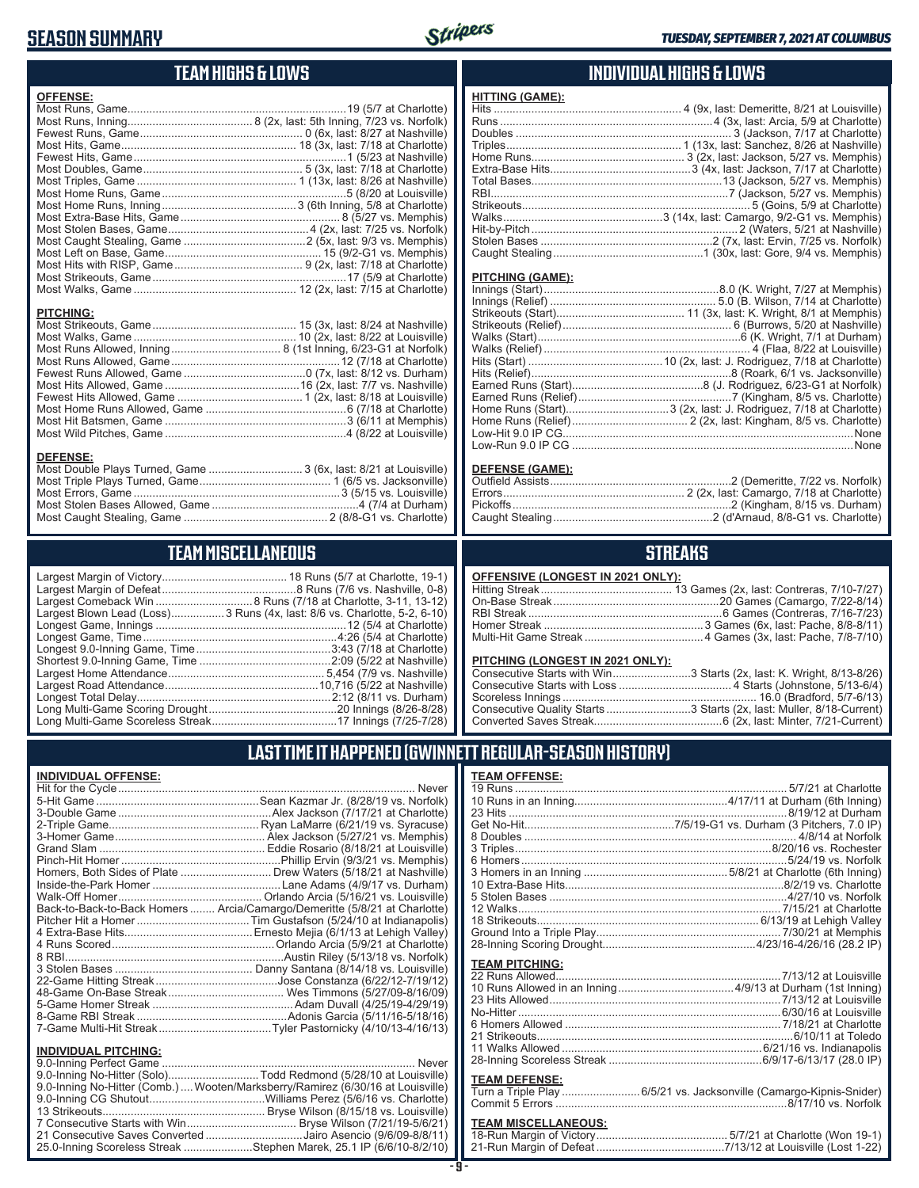# SEASON SUMMARY

## TEAM HIGHS & LOWS

**OFFENSE:**

| | |
|---|---|
| Most Runs, Game | 19 (5/7 at Charlotte) |
| Most Runs, Inning | 8 (2x, last: 5th Inning, 7/23 vs. Norfolk) |
| Fewest Runs, Game | 0 (6x, last: 8/27 at Nashville) |
| Most Hits, Game | 18 (3x, last: 7/18 at Charlotte) |
| Fewest Hits, Game | 1 (5/23 at Nashville) |
| Most Doubles, Game | 5 (3x, last: 7/18 at Charlotte) |
| Most Triples, Game | 1 (13x, last: 8/26 at Nashville) |
| Most Home Runs, Game | 5 (8/20 at Louisville) |
| Most Home Runs, Inning | 3 (6th Inning, 5/8 at Charlotte) |
| Most Extra-Base Hits, Game | 8 (5/27 vs. Memphis) |
| Most Stolen Bases, Game | 4 (2x, last: 7/25 vs. Norfolk) |
| Most Caught Stealing, Game | 2 (5x, last: 9/3 vs. Memphis) |
| Most Left on Base, Game | 15 (9/2-G1 vs. Memphis) |
| Most Hits with RISP, Game | 9 (2x, last: 7/18 at Charlotte) |
| Most Strikeouts, Game | 17 (5/9 at Charlotte) |
| Most Walks, Game | 12 (2x, last: 7/15 at Charlotte) |

**PITCHING:**

| | |
|---|---|
| Most Strikeouts, Game | 15 (3x, last: 8/24 at Nashville) |
| Most Walks, Game | 10 (2x, last: 8/22 at Louisville) |
| Most Runs Allowed, Inning | 8 (1st Inning, 6/23-G1 at Norfolk) |
| Most Runs Allowed, Game | 12 (7/18 at Charlotte) |
| Fewest Runs Allowed, Game | 0 (7x, last: 8/12 vs. Durham) |
| Most Hits Allowed, Game | 16 (2x, last: 7/7 vs. Nashville) |
| Fewest Hits Allowed, Game | 1 (2x, last: 8/18 at Louisville) |
| Most Home Runs Allowed, Game | 6 (7/18 at Charlotte) |
| Most Hit Batsmen, Game | 3 (6/11 at Memphis) |
| Most Wild Pitches, Game | 4 (8/22 at Louisville) |

**DEFENSE:**

| | |
|---|---|
| Most Double Plays Turned, Game | 3 (6x, last: 8/21 at Louisville) |
| Most Triple Plays Turned, Game | 1 (6/5 vs. Jacksonville) |
| Most Errors, Game | 3 (5/15 vs. Louisville) |
| Most Stolen Bases Allowed, Game | 4 (7/4 at Durham) |
| Most Caught Stealing, Game | 2 (8/8-G1 vs. Charlotte) |

## INDIVIDUAL HIGHS & LOWS

**HITTING (GAME):**

| | |
|---|---|
| Hits | 4 (9x, last: Demeritte, 8/21 at Louisville) |
| Runs | 4 (3x, last: Arcia, 5/9 at Charlotte) |
| Doubles | 3 (Jackson, 7/17 at Charlotte) |
| Triples | 1 (13x, last: Sanchez, 8/26 at Nashville) |
| Home Runs | 3 (2x, last: Jackson, 5/27 vs. Memphis) |
| Extra-Base Hits | 3 (4x, last: Jackson, 7/17 at Charlotte) |
| Total Bases | 13 (Jackson, 5/27 vs. Memphis) |
| RBI | 7 (Jackson, 5/27 vs. Memphis) |
| Strikeouts | 5 (Goins, 5/9 at Charlotte) |
| Walks | 3 (14x, last: Camargo, 9/2-G1 vs. Memphis) |
| Hit-by-Pitch | 2 (Waters, 5/21 at Nashville) |
| Stolen Bases | 2 (7x, last: Ervin, 7/25 vs. Norfolk) |
| Caught Stealing | 1 (30x, last: Gore, 9/4 vs. Memphis) |

**PITCHING (GAME):**

| | |
|---|---|
| Innings (Start) | 8.0 (K. Wright, 7/27 at Memphis) |
| Innings (Relief) | 5.0 (B. Wilson, 7/14 at Charlotte) |
| Strikeouts (Start) | 11 (3x, last: K. Wright, 8/1 at Memphis) |
| Strikeouts (Relief) | 6 (Burrows, 5/20 at Nashville) |
| Walks (Start) | 6 (K. Wright, 7/1 at Durham) |
| Walks (Relief) | 4 (Flaa, 8/22 at Louisville) |
| Hits (Start) | 10 (2x, last: J. Rodriguez, 7/18 at Charlotte) |
| Hits (Relief) | 8 (Roark, 6/1 vs. Jacksonville) |
| Earned Runs (Start) | 8 (J. Rodriguez, 6/23-G1 at Norfolk) |
| Earned Runs (Relief) | 7 (Kingham, 8/5 vs. Charlotte) |
| Home Runs (Start) | 3 (2x, last: J. Rodriguez, 7/18 at Charlotte) |
| Home Runs (Relief) | 2 (2x, last: Kingham, 8/5 vs. Charlotte) |
| Low-Hit 9.0 IP CG | None |
| Low-Run 9.0 IP CG | None |

**DEFENSE (GAME):**

| | |
|---|---|
| Outfield Assists | 2 (Demeritte, 7/22 vs. Norfolk) |
| Errors | 2 (2x, last: Camargo, 7/18 at Charlotte) |
| Pickoffs | 2 (Kingham, 8/15 vs. Durham) |
| Caught Stealing | 2 (d'Arnaud, 8/8-G1 vs. Charlotte) |

## TEAM MISCELLANEOUS

| | |
|---|---|
| Largest Margin of Victory | 18 Runs (5/7 at Charlotte, 19-1) |
| Largest Margin of Defeat | 8 Runs (7/6 vs. Nashville, 0-8) |
| Largest Comeback Win | 8 Runs (7/18 at Charlotte, 3-11, 13-12) |
| Largest Blown Lead (Loss) | 3 Runs (4x, last: 8/6 vs. Charlotte, 5-2, 6-10) |
| Longest Game, Innings | 12 (5/4 at Charlotte) |
| Longest Game, Time | 4:26 (5/4 at Charlotte) |
| Longest 9.0-Inning Game, Time | 3:43 (7/18 at Charlotte) |
| Shortest 9.0-Inning Game, Time | 2:09 (5/22 at Nashville) |
| Largest Home Attendance | 5,454 (7/9 vs. Nashville) |
| Largest Road Attendance | 10,716 (5/22 at Nashville) |
| Longest Total Delay | 2:12 (8/11 vs. Durham) |
| Long Multi-Game Scoring Drought | 20 Innings (8/26-8/28) |
| Long Multi-Game Scoreless Streak | 17 Innings (7/25-7/28) |

## STREAKS

**OFFENSIVE (LONGEST IN 2021 ONLY):**

| | |
|---|---|
| Hitting Streak | 13 Games (2x, last: Contreras, 7/10-7/27) |
| On-Base Streak | 20 Games (Camargo, 7/22-8/14) |
| RBI Streak | 6 Games (Contreras, 7/16-7/23) |
| Homer Streak | 3 Games (6x, last: Pache, 8/8-8/11) |
| Multi-Hit Game Streak | 4 Games (3x, last: Pache, 7/8-7/10) |

**PITCHING (LONGEST IN 2021 ONLY):**

| | |
|---|---|
| Consecutive Starts with Win | 3 Starts (2x, last: K. Wright, 8/13-8/26) |
| Consecutive Starts with Loss | 4 Starts (Johnstone, 5/13-6/4) |
| Scoreless Innings | 16.0 (Bradford, 5/7-6/13) |
| Consecutive Quality Starts | 3 Starts (2x, last: Muller, 8/18-Current) |
| Converted Saves Streak | 6 (2x, last: Minter, 7/21-Current) |

## LAST TIME IT HAPPENED (GWINNETT REGULAR-SEASON HISTORY)

**INDIVIDUAL OFFENSE:**

| | |
|---|---|
| Hit for the Cycle | Never |
| 5-Hit Game | Sean Kazmar Jr. (8/28/19 vs. Norfolk) |
| 3-Double Game | Alex Jackson (7/17/21 at Charlotte) |
| 2-Triple Game | Ryan LaMarre (6/21/19 vs. Syracuse) |
| 3-Homer Game | Alex Jackson (5/27/21 vs. Memphis) |
| Grand Slam | Eddie Rosario (8/18/21 at Louisville) |
| Pinch-Hit Homer | Phillip Ervin (9/3/21 vs. Memphis) |
| Homers, Both Sides of Plate | Drew Waters (5/18/21 at Nashville) |
| Inside-the-Park Homer | Lane Adams (4/9/17 vs. Durham) |
| Walk-Off Homer | Orlando Arcia (5/16/21 vs. Louisville) |
| Back-to-Back-to-Back Homers | Arcia/Camargo/Demeritte (5/8/21 at Charlotte) |
| Pitcher Hit a Homer | Tim Gustafson (5/24/10 at Indianapolis) |
| 4 Extra-Base Hits | Ernesto Mejia (6/1/13 at Lehigh Valley) |
| 4 Runs Scored | Orlando Arcia (5/9/21 at Charlotte) |
| 8 RBI | Austin Riley (5/13/18 vs. Norfolk) |
| 3 Stolen Bases | Danny Santana (8/14/18 vs. Louisville) |
| 22-Game Hitting Streak | Jose Constanza (6/22/12-7/19/12) |
| 48-Game On-Base Streak | Wes Timmons (5/27/09-8/16/09) |
| 5-Game Homer Streak | Adam Duvall (4/25/19-4/29/19) |
| 8-Game RBI Streak | Adonis Garcia (5/11/16-5/18/16) |
| 7-Game Multi-Hit Streak | Tyler Pastornicky (4/10/13-4/16/13) |

**INDIVIDUAL PITCHING:**

| | |
|---|---|
| 9.0-Inning Perfect Game | Never |
| 9.0-Inning No-Hitter (Solo) | Todd Redmond (5/28/10 at Louisville) |
| 9.0-Inning No-Hitter (Comb.) | Wooten/Marksberry/Ramirez (6/30/16 at Louisville) |
| 9.0-Inning CG Shutout | Williams Perez (5/6/16 vs. Charlotte) |
| 13 Strikeouts | Bryse Wilson (8/15/18 vs. Louisville) |
| 7 Consecutive Starts with Win | Bryse Wilson (7/21/19-5/6/21) |
| 21 Consecutive Saves Converted | Jairo Asencio (9/6/09-8/8/11) |
| 25.0-Inning Scoreless Streak | Stephen Marek, 25.1 IP (6/6/10-8/2/10) |

**TEAM OFFENSE:**

| | |
|---|---|
| 19 Runs | 5/7/21 at Charlotte |
| 10 Runs in an Inning | 4/17/11 at Durham (6th Inning) |
| 23 Hits | 8/19/12 at Durham |
| Get No-Hit | 7/5/19-G1 vs. Durham (3 Pitchers, 7.0 IP) |
| 8 Doubles | 4/8/14 at Norfolk |
| 3 Triples | 8/20/16 vs. Rochester |
| 6 Homers | 5/24/19 vs. Norfolk |
| 3 Homers in an Inning | 5/8/21 at Charlotte (6th Inning) |
| 10 Extra-Base Hits | 8/2/19 vs. Charlotte |
| 5 Stolen Bases | 4/27/10 vs. Norfolk |
| 12 Walks | 7/15/21 at Charlotte |
| 18 Strikeouts | 6/13/19 at Lehigh Valley |
| Ground Into a Triple Play | 7/30/21 at Memphis |
| 28-Inning Scoring Drought | 4/23/16-4/26/16 (28.2 IP) |

**TEAM PITCHING:**

| | |
|---|---|
| 22 Runs Allowed | 7/13/12 at Louisville |
| 10 Runs Allowed in an Inning | 4/9/13 at Durham (1st Inning) |
| 23 Hits Allowed | 7/13/12 at Louisville |
| No-Hitter | 6/30/16 at Louisville |
| 6 Homers Allowed | 7/18/21 at Charlotte |
| 21 Strikeouts | 6/10/11 at Toledo |
| 11 Walks Allowed | 6/21/16 vs. Indianapolis |
| 28-Inning Scoreless Streak | 6/9/17-6/13/17 (28.0 IP) |

**TEAM DEFENSE:**

| | |
|---|---|
| Turn a Triple Play | 6/5/21 vs. Jacksonville (Camargo-Kipnis-Snider) |
| Commit 5 Errors | 8/17/10 vs. Norfolk |

**TEAM MISCELLANEOUS:**

| | |
|---|---|
| 18-Run Margin of Victory | 5/7/21 at Charlotte (Won 19-1) |
| 21-Run Margin of Defeat | 7/13/12 at Louisville (Lost 1-22) |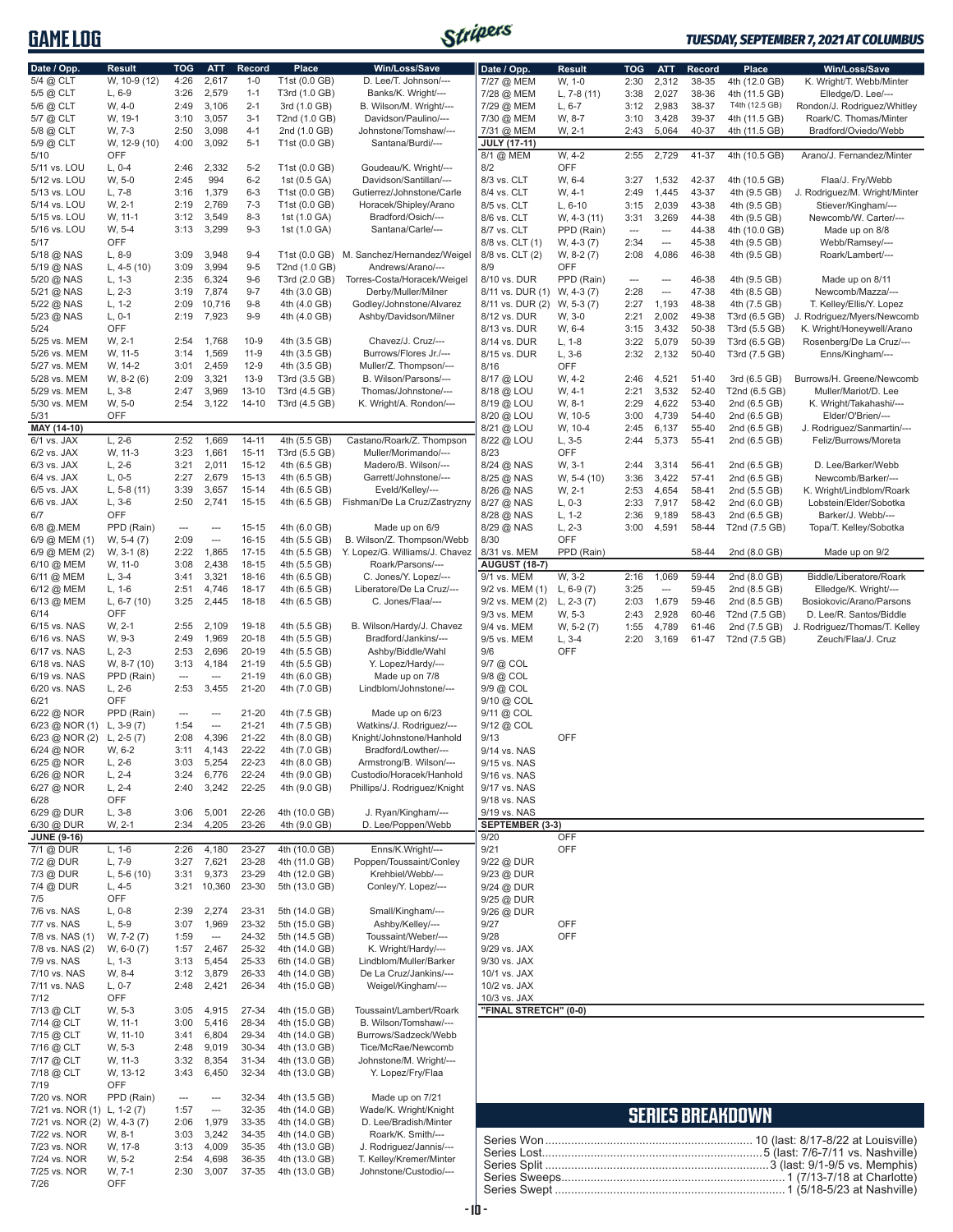# GAME LOG

| Date / Opp. | Result | TOG | ATT | Record | Place | Win/Loss/Save |
|---|---|---|---|---|---|---|
| 5/4 @ CLT | W, 10-9 (12) | 4:26 | 2,617 | 1-0 | T1st (0.0 GB) | D. Lee/T. Johnson/--- |
| 5/5 @ CLT | L, 6-9 | 3:26 | 2,579 | 1-1 | T3rd (1.0 GB) | Banks/K. Wright/--- |
| 5/6 @ CLT | W, 4-0 | 2:49 | 3,106 | 2-1 | 3rd (1.0 GB) | B. Wilson/M. Wright/--- |
| 5/7 @ CLT | W, 19-1 | 3:10 | 3,057 | 3-1 | T2nd (1.0 GB) | Davidson/Paulino/--- |
| 5/8 @ CLT | W, 7-3 | 2:50 | 3,098 | 4-1 | 2nd (1.0 GB) | Johnstone/Tomshaw/--- |
| 5/9 @ CLT | W, 12-9 (10) | 4:00 | 3,092 | 5-1 | T1st (0.0 GB) | Santana/Burdi/--- |
| 5/10 | OFF | | | | | |
| 5/11 vs. LOU | L, 0-4 | 2:46 | 2,332 | 5-2 | T1st (0.0 GB) | Goudeau/K. Wright/--- |
| 5/12 vs. LOU | W, 5-0 | 2:45 | 994 | 6-2 | 1st (0.5 GA) | Davidson/Santillan/--- |
| 5/13 vs. LOU | L, 7-8 | 3:16 | 1,379 | 6-3 | T1st (0.0 GB) | Gutierrez/Johnstone/Carle |
| 5/14 vs. LOU | W, 2-1 | 2:19 | 2,769 | 7-3 | T1st (0.0 GB) | Horacek/Shipley/Arano |
| 5/15 vs. LOU | W, 11-1 | 3:12 | 3,549 | 8-3 | 1st (1.0 GA) | Bradford/Osich/--- |
| 5/16 vs. LOU | W, 5-4 | 3:13 | 3,299 | 9-3 | 1st (1.0 GA) | Santana/Carle/--- |
| 5/17 | OFF | | | | | |
| 5/18 @ NAS | L, 8-9 | 3:09 | 3,948 | 9-4 | T1st (0.0 GB) | M. Sanchez/Hernandez/Weigel |
| 5/19 @ NAS | L, 4-5 (10) | 3:09 | 3,994 | 9-5 | T2nd (1.0 GB) | Andrews/Arano/--- |
| 5/20 @ NAS | L, 1-3 | 2:35 | 6,324 | 9-6 | T3rd (2.0 GB) | Torres-Costa/Horacek/Weigel |
| 5/21 @ NAS | L, 2-3 | 3:19 | 7,874 | 9-7 | 4th (3.0 GB) | Derby/Muller/Milner |
| 5/22 @ NAS | L, 1-2 | 2:09 | 10,716 | 9-8 | 4th (4.0 GB) | Godley/Johnstone/Alvarez |
| 5/23 @ NAS | L, 0-1 | 2:19 | 7,923 | 9-9 | 4th (4.0 GB) | Ashby/Davidson/Milner |
| 5/24 | OFF | | | | | |
| 5/25 vs. MEM | W, 2-1 | 2:54 | 1,768 | 10-9 | 4th (3.5 GB) | Chavez/J. Cruz/--- |
| 5/26 vs. MEM | W, 11-5 | 3:14 | 1,569 | 11-9 | 4th (3.5 GB) | Burrows/Flores Jr./--- |
| 5/27 vs. MEM | W, 14-2 | 3:01 | 2,459 | 12-9 | 4th (3.5 GB) | Muller/Z. Thompson/--- |
| 5/28 vs. MEM | W, 8-2 (6) | 2:09 | 3,321 | 13-9 | T3rd (3.5 GB) | B. Wilson/Parsons/--- |
| 5/29 vs. MEM | L, 3-8 | 2:47 | 3,969 | 13-10 | T3rd (4.5 GB) | Thomas/Johnstone/--- |
| 5/30 vs. MEM | W, 5-0 | 2:54 | 3,122 | 14-10 | T3rd (4.5 GB) | K. Wright/A. Rondon/--- |
| 5/31 | OFF | | | | | |
| **MAY (14-10)** | | | | | | |
| 6/1 vs. JAX | L, 2-6 | 2:52 | 1,669 | 14-11 | 4th (5.5 GB) | Castano/Roark/Z. Thompson |
| 6/2 vs. JAX | W, 11-3 | 3:23 | 1,661 | 15-11 | T3rd (5.5 GB) | Muller/Morimando/--- |
| 6/3 vs. JAX | L, 2-6 | 3:21 | 2,011 | 15-12 | 4th (6.5 GB) | Madero/B. Wilson/--- |
| 6/4 vs. JAX | L, 0-5 | 2:27 | 2,679 | 15-13 | 4th (6.5 GB) | Garrett/Johnstone/--- |
| 6/5 vs. JAX | L, 5-8 (11) | 3:39 | 3,657 | 15-14 | 4th (6.5 GB) | Eveld/Kelley/--- |
| 6/6 vs. JAX | L, 3-6 | 2:50 | 2,741 | 15-15 | 4th (6.5 GB) | Fishman/De La Cruz/Zastryzny |
| 6/7 | OFF | | | | | |
| 6/8 @ MEM | PPD (Rain) | --- | --- | 15-15 | 4th (6.0 GB) | Made up on 6/9 |
| 6/9 @ MEM (1) | W, 5-4 (7) | 2:09 | --- | 16-15 | 4th (5.5 GB) | B. Wilson/Z. Thompson/Webb |
| 6/9 @ MEM (2) | W, 3-1 (8) | 2:22 | 1,865 | 17-15 | 4th (5.5 GB) | Y. Lopez/G. Williams/J. Chavez |
| 6/10 @ MEM | W, 11-0 | 3:08 | 2,438 | 18-15 | 4th (5.5 GB) | Roark/Parsons/--- |
| 6/11 @ MEM | L, 3-4 | 3:41 | 3,321 | 18-16 | 4th (6.5 GB) | C. Jones/Y. Lopez/--- |
| 6/12 @ MEM | L, 1-6 | 2:51 | 4,746 | 18-17 | 4th (6.5 GB) | Liberatore/De La Cruz/--- |
| 6/13 @ MEM | L, 6-7 (10) | 3:25 | 2,445 | 18-18 | 4th (6.5 GB) | C. Jones/Flaa/--- |
| 6/14 | OFF | | | | | |
| 6/15 vs. NAS | W, 2-1 | 2:55 | 2,109 | 19-18 | 4th (5.5 GB) | B. Wilson/Hardy/J. Chavez |
| 6/16 vs. NAS | W, 9-3 | 2:49 | 1,969 | 20-18 | 4th (5.5 GB) | Bradford/Jankins/--- |
| 6/17 vs. NAS | L, 2-3 | 2:53 | 2,696 | 20-19 | 4th (5.5 GB) | Ashby/Biddle/Wahl |
| 6/18 vs. NAS | W, 8-7 (10) | 3:13 | 4,184 | 21-19 | 4th (5.5 GB) | Y. Lopez/Hardy/--- |
| 6/19 vs. NAS | PPD (Rain) | --- | --- | 21-19 | 4th (6.0 GB) | Made up on 7/8 |
| 6/20 vs. NAS | L, 2-6 | 2:53 | 3,455 | 21-20 | 4th (7.0 GB) | Lindblom/Johnstone/--- |
| 6/21 | OFF | | | | | |
| 6/22 @ NOR | PPD (Rain) | --- | --- | 21-20 | 4th (7.5 GB) | Made up on 6/23 |
| 6/23 @ NOR (1) | L, 3-9 (7) | 1:54 | --- | 21-21 | 4th (7.5 GB) | Watkins/J. Rodriguez/--- |
| 6/23 @ NOR (2) | L, 2-5 (7) | 2:08 | 4,396 | 21-22 | 4th (8.0 GB) | Knight/Johnstone/Hanhold |
| 6/24 @ NOR | W, 6-2 | 3:11 | 4,143 | 22-22 | 4th (7.0 GB) | Bradford/Lowther/--- |
| 6/25 @ NOR | L, 2-6 | 3:03 | 5,254 | 22-23 | 4th (8.0 GB) | Armstrong/B. Wilson/--- |
| 6/26 @ NOR | L, 2-4 | 3:24 | 6,776 | 22-24 | 4th (9.0 GB) | Custodio/Horacek/Hanhold |
| 6/27 @ NOR | L, 2-4 | 2:40 | 3,242 | 22-25 | 4th (9.0 GB) | Phillips/J. Rodriguez/Knight |
| 6/28 | OFF | | | | | |
| 6/29 @ DUR | L, 3-8 | 3:06 | 5,001 | 22-26 | 4th (10.0 GB) | J. Ryan/Kingham/--- |
| 6/30 @ DUR | W, 2-1 | 2:34 | 4,205 | 23-26 | 4th (9.0 GB) | D. Lee/Poppen/Webb |
| **JUNE (9-16)** | | | | | | |
| 7/1 @ DUR | L, 1-6 | 2:26 | 4,180 | 23-27 | 4th (10.0 GB) | Enns/K.Wright/--- |
| 7/2 @ DUR | L, 7-9 | 3:27 | 7,621 | 23-28 | 4th (11.0 GB) | Poppen/Toussaint/Conley |
| 7/3 @ DUR | L, 5-6 (10) | 3:31 | 9,373 | 23-29 | 4th (12.0 GB) | Krehbiel/Webb/--- |
| 7/4 @ DUR | L, 4-5 | 3:21 | 10,360 | 23-30 | 5th (13.0 GB) | Conley/Y. Lopez/--- |
| 7/5 | OFF | | | | | |
| 7/6 vs. NAS | L, 0-8 | 2:39 | 2,274 | 23-31 | 5th (14.0 GB) | Small/Kingham/--- |
| 7/7 vs. NAS | L, 5-9 | 3:07 | 1,969 | 23-32 | 5th (15.0 GB) | Ashby/Kelley/--- |
| 7/8 vs. NAS (1) | W, 7-2 (7) | 1:59 | --- | 24-32 | 5th (14.5 GB) | Toussaint/Weber/--- |
| 7/8 vs. NAS (2) | W, 6-0 (7) | 1:57 | 2,467 | 25-32 | 4th (14.0 GB) | K. Wright/Hardy/--- |
| 7/9 vs. NAS | L, 1-3 | 3:13 | 5,454 | 25-33 | 6th (14.0 GB) | Lindblom/Muller/Barker |
| 7/10 vs. NAS | W, 8-4 | 3:12 | 3,879 | 26-33 | 4th (14.0 GB) | De La Cruz/Jankins/--- |
| 7/11 vs. NAS | L, 0-7 | 2:48 | 2,421 | 26-34 | 4th (15.0 GB) | Weigel/Kingham/--- |
| 7/12 | OFF | | | | | |
| 7/13 @ CLT | W, 5-3 | 3:05 | 4,915 | 27-34 | 4th (15.0 GB) | Toussaint/Lambert/Roark |
| 7/14 @ CLT | W, 11-1 | 3:00 | 5,416 | 28-34 | 4th (15.0 GB) | B. Wilson/Tomshaw/--- |
| 7/15 @ CLT | W, 11-10 | 3:41 | 6,804 | 29-34 | 4th (14.0 GB) | Burrows/Sadzeck/Webb |
| 7/16 @ CLT | W, 5-3 | 2:48 | 9,019 | 30-34 | 4th (13.0 GB) | Tice/McRae/Newcomb |
| 7/17 @ CLT | W, 11-3 | 3:32 | 8,354 | 31-34 | 4th (13.0 GB) | Johnstone/M. Wright/--- |
| 7/18 @ CLT | W, 13-12 | 3:43 | 6,450 | 32-34 | 4th (13.0 GB) | Y. Lopez/Fry/Flaa |
| 7/19 | OFF | | | | | |
| 7/20 vs. NOR | PPD (Rain) | --- | --- | 32-34 | 4th (13.5 GB) | Made up on 7/21 |
| 7/21 vs. NOR (1) | L, 1-2 (7) | 1:57 | --- | 32-35 | 4th (14.0 GB) | Wade/K. Wright/Knight |
| 7/21 vs. NOR (2) | W, 4-3 (7) | 2:06 | 1,979 | 33-35 | 4th (14.0 GB) | D. Lee/Bradish/Minter |
| 7/22 vs. NOR | W, 8-1 | 3:03 | 3,242 | 34-35 | 4th (14.0 GB) | Roark/K. Smith/--- |
| 7/23 vs. NOR | W, 17-8 | 3:13 | 4,009 | 35-35 | 4th (13.0 GB) | J. Rodriguez/Jannis/--- |
| 7/24 vs. NOR | W, 5-2 | 2:54 | 4,698 | 36-35 | 4th (13.0 GB) | T. Kelley/Kremer/Minter |
| 7/25 vs. NOR | W, 7-1 | 2:30 | 3,007 | 37-35 | 4th (13.0 GB) | Johnstone/Custodio/--- |
| 7/26 | OFF | | | | | |
| 7/27 @ MEM | W, 1-0 | 2:30 | 2,312 | 38-35 | 4th (12.0 GB) | K. Wright/T. Webb/Minter |
| 7/28 @ MEM | L, 7-8 (11) | 3:38 | 2,027 | 38-36 | 4th (11.5 GB) | Elledge/D. Lee/--- |
| 7/29 @ MEM | L, 6-7 | 3:12 | 2,983 | 38-37 | T4th (12.5 GB) | Rondon/J. Rodriguez/Whitley |
| 7/30 @ MEM | W, 8-7 | 3:10 | 3,428 | 39-37 | 4th (11.5 GB) | Roark/C. Thomas/Minter |
| 7/31 @ MEM | W, 2-1 | 2:43 | 5,064 | 40-37 | 4th (11.5 GB) | Bradford/Oviedo/Webb |
| **JULY (17-11)** | | | | | | |
| 8/1 @ MEM | W, 4-2 | 2:55 | 2,729 | 41-37 | 4th (10.5 GB) | Arano/J. Fernandez/Minter |
| 8/2 | OFF | | | | | |
| 8/3 vs. CLT | W, 6-4 | 3:27 | 1,532 | 42-37 | 4th (10.5 GB) | Flaa/J. Fry/Webb |
| 8/4 vs. CLT | W, 4-1 | 2:49 | 1,445 | 43-37 | 4th (9.5 GB) | J. Rodriguez/M. Wright/Minter |
| 8/5 vs. CLT | L, 6-10 | 3:15 | 2,039 | 43-38 | 4th (9.5 GB) | Stiever/Kingham/--- |
| 8/6 vs. CLT | W, 4-3 (11) | 3:31 | 3,269 | 44-38 | 4th (9.5 GB) | Newcomb/W. Carter/--- |
| 8/7 vs. CLT | PPD (Rain) | --- | --- | 44-38 | 4th (10.0 GB) | Made up on 8/8 |
| 8/8 vs. CLT (1) | W, 4-3 (7) | 2:34 | --- | 45-38 | 4th (9.5 GB) | Webb/Ramsey/--- |
| 8/8 vs. CLT (2) | W, 8-2 (7) | 2:08 | 4,086 | 46-38 | 4th (9.5 GB) | Roark/Lambert/--- |
| 8/9 | OFF | | | | | |
| 8/10 vs. DUR | PPD (Rain) | --- | --- | 46-38 | 4th (9.5 GB) | Made up on 8/11 |
| 8/11 vs. DUR (1) | W, 4-3 (7) | 2:28 | --- | 47-38 | 4th (8.5 GB) | Newcomb/Mazza/--- |
| 8/11 vs. DUR (2) | W, 5-3 (7) | 2:27 | 1,193 | 48-38 | 4th (7.5 GB) | T. Kelley/Ellis/Y. Lopez |
| 8/12 vs. DUR | W, 3-0 | 2:21 | 2,002 | 49-38 | T3rd (6.5 GB) | J. Rodriguez/Myers/Newcomb |
| 8/13 vs. DUR | W, 6-4 | 3:15 | 3,432 | 50-38 | T3rd (5.5 GB) | K. Wright/Honeywell/Arano |
| 8/14 vs. DUR | L, 1-8 | 3:22 | 5,079 | 50-39 | T3rd (6.5 GB) | Rosenberg/De La Cruz/--- |
| 8/15 vs. DUR | L, 3-6 | 2:32 | 2,132 | 50-40 | T3rd (7.5 GB) | Enns/Kingham/--- |
| 8/16 | OFF | | | | | |
| 8/17 @ LOU | W, 4-2 | 2:46 | 4,521 | 51-40 | 3rd (6.5 GB) | Burrows/H. Greene/Newcomb |
| 8/18 @ LOU | W, 4-1 | 2:21 | 3,532 | 52-40 | T2nd (6.5 GB) | Muller/Mariot/D. Lee |
| 8/19 @ LOU | W, 8-1 | 2:29 | 4,622 | 53-40 | 2nd (6.5 GB) | K. Wright/Takahashi/--- |
| 8/20 @ LOU | W, 10-5 | 3:00 | 4,739 | 54-40 | 2nd (6.5 GB) | Elder/O'Brien/--- |
| 8/21 @ LOU | W, 10-4 | 2:45 | 6,137 | 55-40 | 2nd (6.5 GB) | J. Rodriguez/Sanmartin/--- |
| 8/22 @ LOU | L, 3-5 | 2:44 | 5,373 | 55-41 | 2nd (6.5 GB) | Feliz/Burrows/Moreta |
| 8/23 | OFF | | | | | |
| 8/24 @ NAS | W, 3-1 | 2:44 | 3,314 | 56-41 | 2nd (6.5 GB) | D. Lee/Barker/Webb |
| 8/25 @ NAS | W, 5-4 (10) | 3:36 | 3,422 | 57-41 | 2nd (6.5 GB) | Newcomb/Barker/--- |
| 8/26 @ NAS | W, 2-1 | 2:53 | 4,654 | 58-41 | 2nd (5.5 GB) | K. Wright/Lindblom/Roark |
| 8/27 @ NAS | L, 0-3 | 2:33 | 7,917 | 58-42 | 2nd (6.0 GB) | Lobstein/Elder/Sobotka |
| 8/28 @ NAS | L, 1-2 | 2:36 | 9,189 | 58-43 | 2nd (6.5 GB) | Barker/J. Webb/--- |
| 8/29 @ NAS | L, 2-3 | 3:00 | 4,591 | 58-44 | T2nd (7.5 GB) | Topa/T. Kelley/Sobotka |
| 8/30 | OFF | | | | | |
| 8/31 vs. MEM | PPD (Rain) | | | 58-44 | 2nd (8.0 GB) | Made up on 9/2 |
| **AUGUST (18-7)** | | | | | | |
| 9/1 vs. MEM | W, 3-2 | 2:16 | 1,069 | 59-44 | 2nd (8.0 GB) | Biddle/Liberatore/Roark |
| 9/2 vs. MEM (1) | L, 6-9 (7) | 3:25 | --- | 59-45 | 2nd (8.5 GB) | Elledge/K. Wright/--- |
| 9/2 vs. MEM (2) | L, 2-3 (7) | 2:03 | 1,679 | 59-46 | 2nd (8.5 GB) | Bosiokovic/Arano/Parsons |
| 9/3 vs. MEM | W, 5-3 | 2:43 | 2,928 | 60-46 | T2nd (7.5 GB) | D. Lee/R. Santos/Biddle |
| 9/4 vs. MEM | W, 5-2 (7) | 1:55 | 4,789 | 61-46 | 2nd (7.5 GB) | J. Rodriguez/Thomas/T. Kelley |
| 9/5 vs. MEM | L, 3-4 | 2:20 | 3,169 | 61-47 | T2nd (7.5 GB) | Zeuch/Flaa/J. Cruz |
| 9/6 | OFF | | | | | |
| 9/7 @ COL | | | | | | |
| 9/8 @ COL | | | | | | |
| 9/9 @ COL | | | | | | |
| 9/10 @ COL | | | | | | |
| 9/11 @ COL | | | | | | |
| 9/12 @ COL | | | | | | |
| 9/13 | OFF | | | | | |
| 9/14 vs. NAS | | | | | | |
| 9/15 vs. NAS | | | | | | |
| 9/16 vs. NAS | | | | | | |
| 9/17 vs. NAS | | | | | | |
| 9/18 vs. NAS | | | | | | |
| 9/19 vs. NAS | | | | | | |
| **SEPTEMBER (3-3)** | | | | | | |
| 9/20 | OFF | | | | | |
| 9/21 | OFF | | | | | |
| 9/22 @ DUR | | | | | | |
| 9/23 @ DUR | | | | | | |
| 9/24 @ DUR | | | | | | |
| 9/25 @ DUR | | | | | | |
| 9/26 @ DUR | | | | | | |
| 9/27 | OFF | | | | | |
| 9/28 | OFF | | | | | |
| 9/29 vs. JAX | | | | | | |
| 9/30 vs. JAX | | | | | | |
| 10/1 vs. JAX | | | | | | |
| 10/2 vs. JAX | | | | | | |
| 10/3 vs. JAX | | | | | | |
| **"FINAL STRETCH" (0-0)** | | | | | | |

## SERIES BREAKDOWN

| | |
|---|---|
| Series Won | 10 (last: 8/17-8/22 at Louisville) |
| Series Lost | 5 (last: 7/6-7/11 vs. Nashville) |
| Series Split | 3 (last: 9/1-9/5 vs. Memphis) |
| Series Sweeps | 1 (7/13-7/18 at Charlotte) |
| Series Swept | 1 (5/18-5/23 at Nashville) |